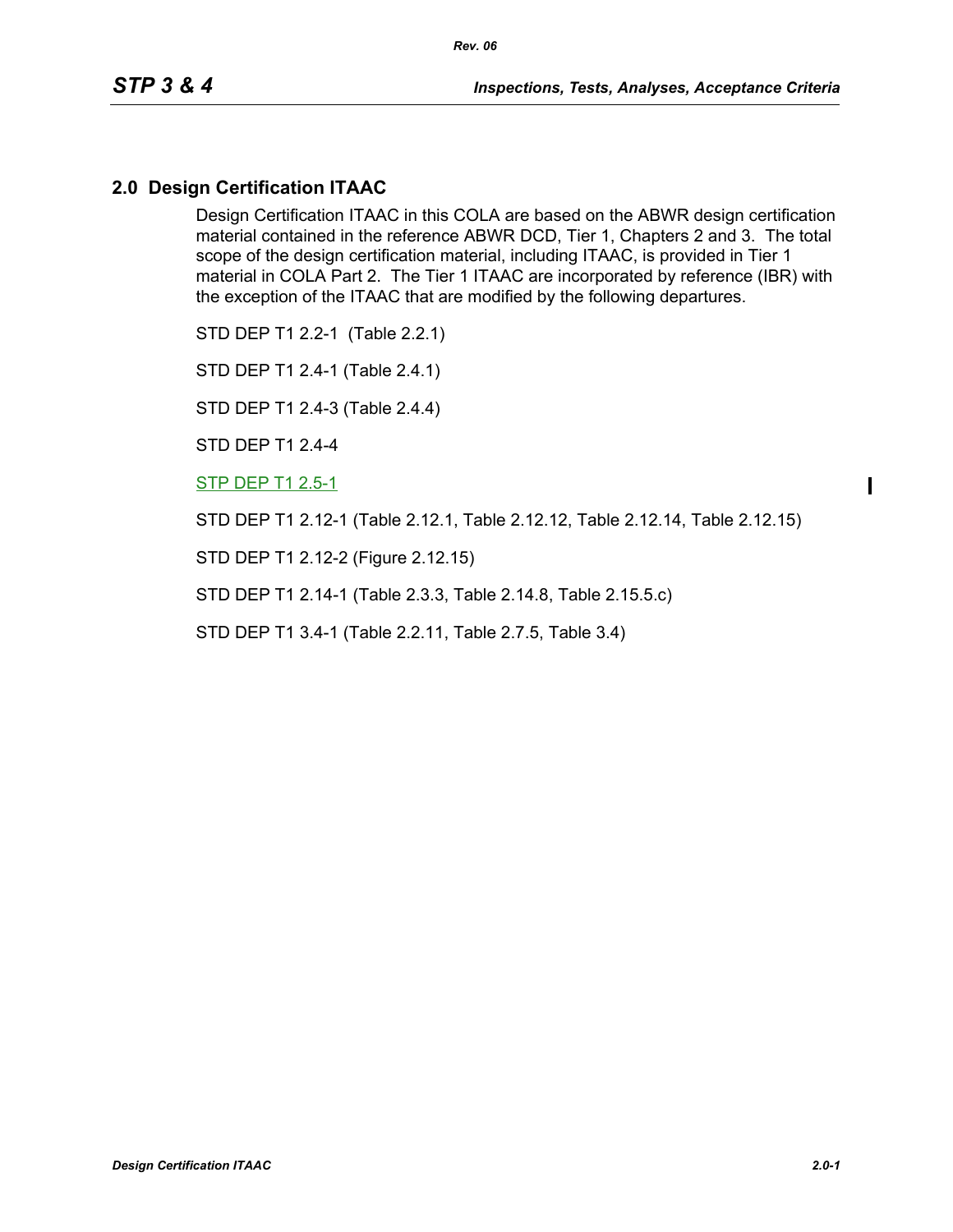## 2.0 Design Certification ITAAC

Design Certification ITAAC in this COLA are based on the ABWR design certification material contained in the reference ABWR DCD, Tier 1, Chapters 2 and 3. The total scope of the design certification material, including ITAAC, is provided in Tier 1 material in COLA Part 2. The Tier 1 ITAAC are incorporated by reference (IBR) with the exception of the ITAAC that are modified by the following departures.

STD DEP T1 2.2-1 (Table 2.2.1)

STD DEP T1 2.4-1 (Table 2.4.1)

STD DEP T1 2.4-3 (Table 2.4.4)

STD DEP T1 2.4-4

STP DEP T1 2.5-1

STD DEP T1 2.12-1 (Table 2.12.1, Table 2.12.12, Table 2.12.14, Table 2.12.15)

STD DEP T1 2.12-2 (Figure 2.12.15)

STD DEP T1 2.14-1 (Table 2.3.3, Table 2.14.8, Table 2.15.5.c)

STD DEP T1 3.4-1 (Table 2.2.11, Table 2.7.5, Table 3.4)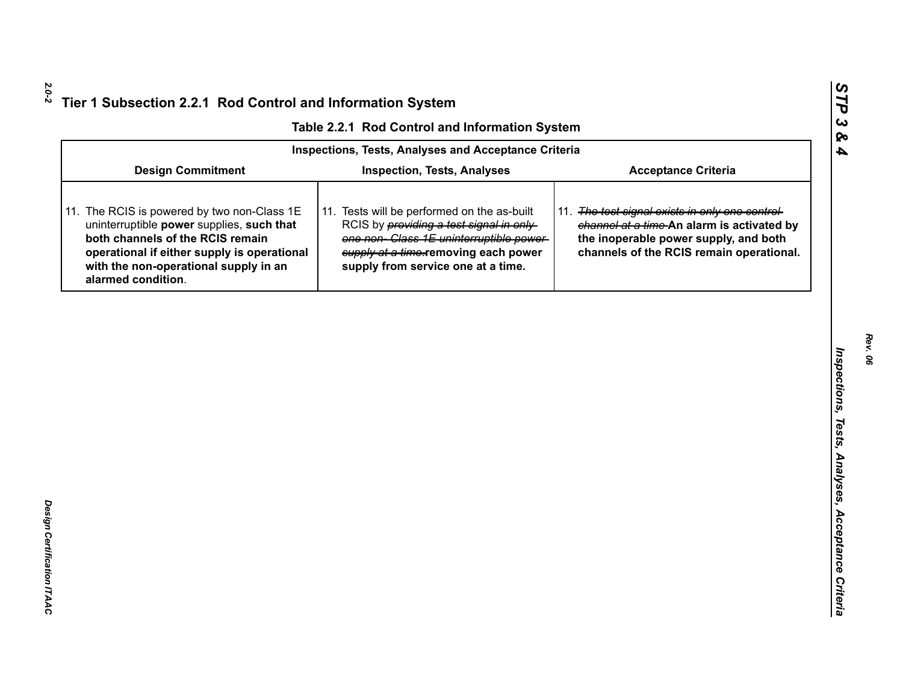## Tier 1 Subsection 2.2.1 Rod Control and Information System

**Table 2.2.1 Rod Control and Information System**

| Inspections, Tests, Analyses and Acceptance Criteria | | |
|---|---|---|
| **Design Commitment** | **Inspection, Tests, Analyses** | **Acceptance Criteria** |
| 11. The RCIS is powered by two non-Class 1E uninterruptible **power** supplies, **such that both channels of the RCIS remain operational if either supply is operational with the non-operational supply in an alarmed condition**. | 11. Tests will be performed on the as-built RCIS by ~~providing a test signal in only one non- Class 1E uninterruptible power supply at a time.~~**removing each power supply from service one at a time.** | 11. ~~The test signal exists in only one control channel at a time.~~ **An alarm is activated by the inoperable power supply, and both channels of the RCIS remain operational.** |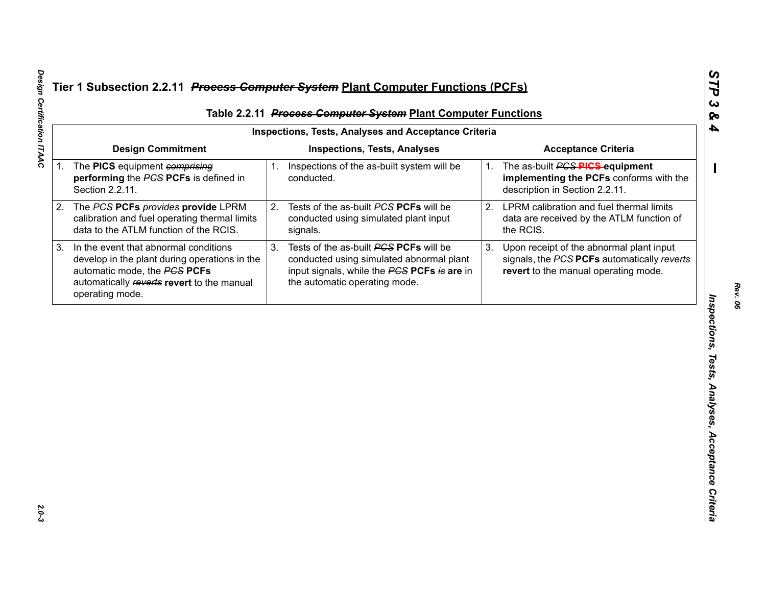# Tier 1 Subsection 2.2.11 ~~*Process Computer System*~~ Plant Computer Functions (PCFs)

## Table 2.2.11 ~~*Process Computer System*~~ Plant Computer Functions

| Inspections, Tests, Analyses and Acceptance Criteria | | |
|---|---|---|
| **Design Commitment** | **Inspections, Tests, Analyses** | **Acceptance Criteria** |
| 1. The **PICS** equipment ~~*comprising*~~ **performing** the ~~*PCS*~~ **PCFs** is defined in Section 2.2.11. | 1. Inspections of the as-built system will be conducted. | 1. The as-built ~~*PCS*~~ ~~**PICS**~~ **equipment implementing the PCFs** conforms with the description in Section 2.2.11. |
| 2. The ~~*PCS*~~ **PCFs** ~~*provides*~~ **provide** LPRM calibration and fuel operating thermal limits data to the ATLM function of the RCIS. | 2. Tests of the as-built ~~*PCS*~~ **PCFs** will be conducted using simulated plant input signals. | 2. LPRM calibration and fuel thermal limits data are received by the ATLM function of the RCIS. |
| 3. In the event that abnormal conditions develop in the plant during operations in the automatic mode, the ~~*PCS*~~ **PCFs** automatically ~~*reverts*~~ **revert** to the manual operating mode. | 3. Tests of the as-built ~~*PCS*~~ **PCFs** will be conducted using simulated abnormal plant input signals, while the ~~*PCS*~~ **PCFs** ~~*is*~~ **are** in the automatic operating mode. | 3. Upon receipt of the abnormal plant input signals, the ~~*PCS*~~ **PCFs** automatically ~~*reverts*~~ **revert** to the manual operating mode. |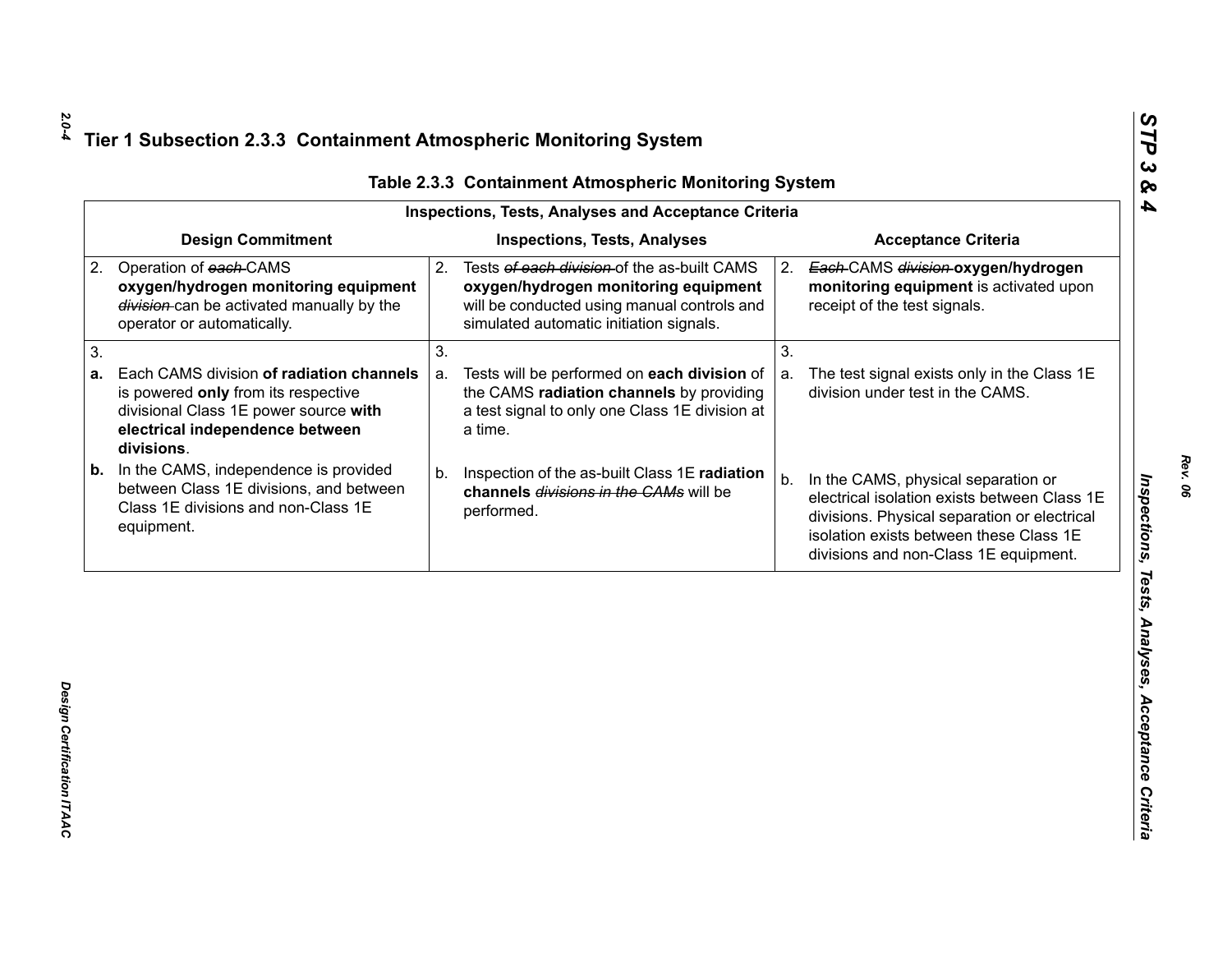## Tier 1 Subsection 2.3.3 Containment Atmospheric Monitoring System

**Table 2.3.3 Containment Atmospheric Monitoring System**

| Inspections, Tests, Analyses and Acceptance Criteria | | |
|---|---|---|
| **Design Commitment** | **Inspections, Tests, Analyses** | **Acceptance Criteria** |
| 2. Operation of ~~each~~ CAMS **oxygen/hydrogen monitoring equipment** ~~division~~ can be activated manually by the operator or automatically. | 2. Tests ~~of each division~~ of the as-built CAMS **oxygen/hydrogen monitoring equipment** will be conducted using manual controls and simulated automatic initiation signals. | 2. ~~Each~~ CAMS ~~division~~ **oxygen/hydrogen monitoring equipment** is activated upon receipt of the test signals. |
| 3. | 3. | 3. |
| **a.** Each CAMS division **of radiation channels** is powered **only** from its respective divisional Class 1E power source **with electrical independence between divisions**. | a. Tests will be performed on **each division** of the CAMS **radiation channels** by providing a test signal to only one Class 1E division at a time. | a. The test signal exists only in the Class 1E division under test in the CAMS. |
| **b.** In the CAMS, independence is provided between Class 1E divisions, and between Class 1E divisions and non-Class 1E equipment. | b. Inspection of the as-built Class 1E **radiation channels** ~~divisions in the CAMs~~ will be performed. | b. In the CAMS, physical separation or electrical isolation exists between Class 1E divisions. Physical separation or electrical isolation exists between these Class 1E divisions and non-Class 1E equipment. |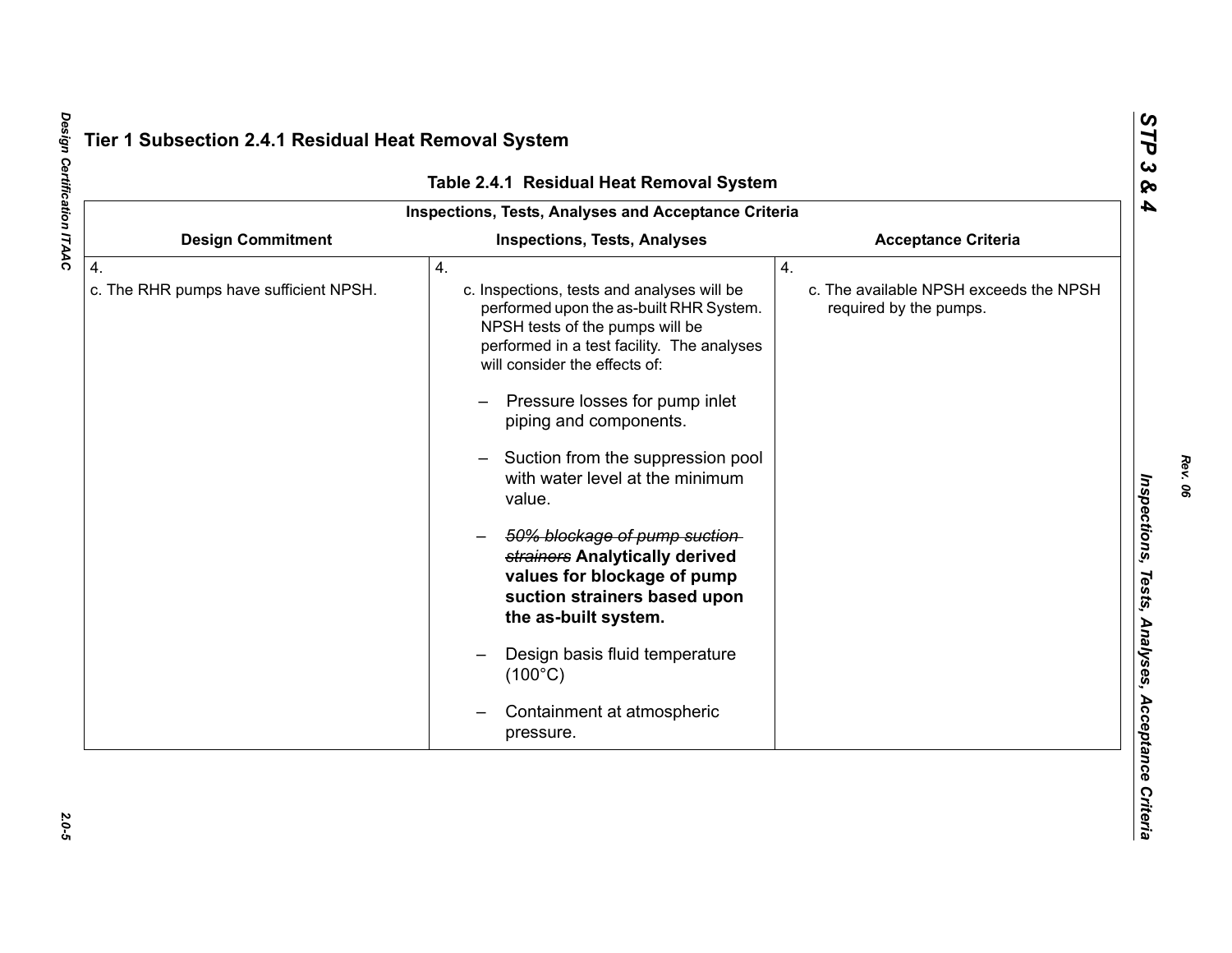# Tier 1 Subsection 2.4.1 Residual Heat Removal System

**Table 2.4.1 Residual Heat Removal System**

| Inspections, Tests, Analyses and Acceptance Criteria | | |
|---|---|---|
| **Design Commitment** | **Inspections, Tests, Analyses** | **Acceptance Criteria** |
| 4.<br>c. The RHR pumps have sufficient NPSH. | 4.<br>c. Inspections, tests and analyses will be performed upon the as-built RHR System. NPSH tests of the pumps will be performed in a test facility. The analyses will consider the effects of:<br>– Pressure losses for pump inlet piping and components.<br>– Suction from the suppression pool with water level at the minimum value.<br>– ~~50% blockage of pump suction strainers~~ **Analytically derived values for blockage of pump suction strainers based upon the as-built system.**<br>– Design basis fluid temperature (100°C)<br>– Containment at atmospheric pressure. | 4.<br>c. The available NPSH exceeds the NPSH required by the pumps. |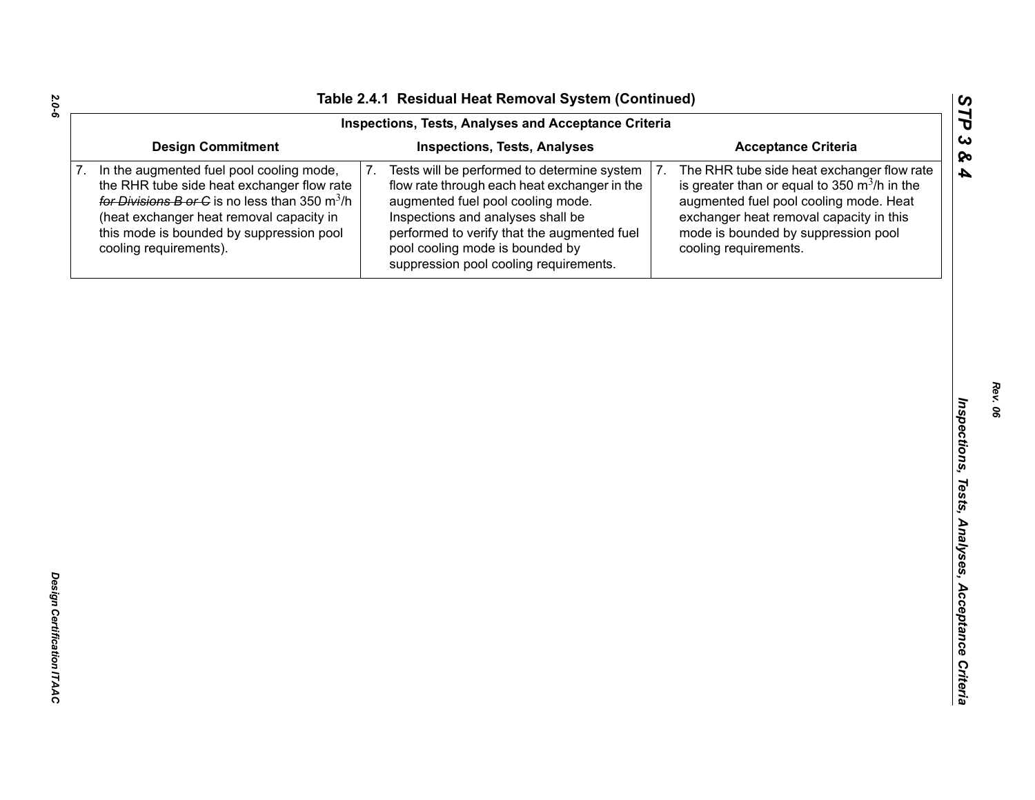# Table 2.4.1 Residual Heat Removal System (Continued)

| Inspections, Tests, Analyses and Acceptance Criteria | | |
|---|---|---|
| **Design Commitment** | **Inspections, Tests, Analyses** | **Acceptance Criteria** |
| 7. In the augmented fuel pool cooling mode, the RHR tube side heat exchanger flow rate ~~*for Divisions B or C*~~ is no less than 350 $m^3/h$ (heat exchanger heat removal capacity in this mode is bounded by suppression pool cooling requirements). | 7. Tests will be performed to determine system flow rate through each heat exchanger in the augmented fuel pool cooling mode. Inspections and analyses shall be performed to verify that the augmented fuel pool cooling mode is bounded by suppression pool cooling requirements. | 7. The RHR tube side heat exchanger flow rate is greater than or equal to 350 $m^3/h$ in the augmented fuel pool cooling mode. Heat exchanger heat removal capacity in this mode is bounded by suppression pool cooling requirements. |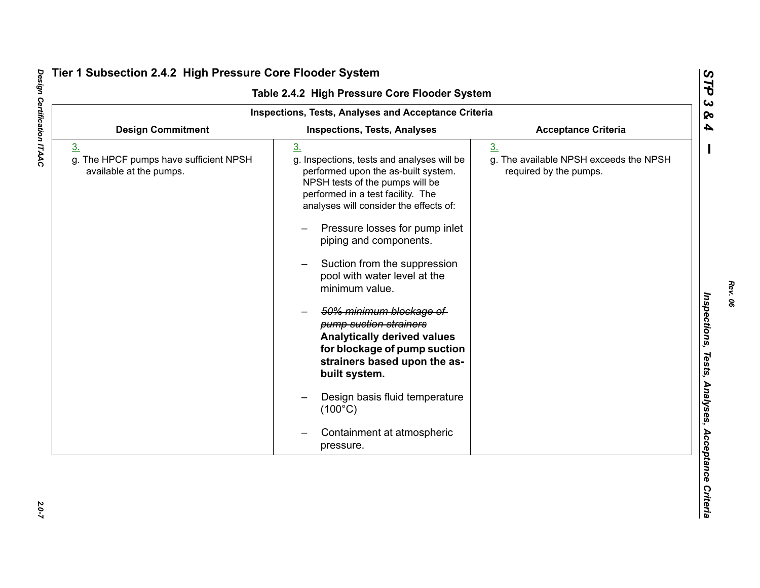# Tier 1 Subsection 2.4.2 High Pressure Core Flooder System

**Table 2.4.2 High Pressure Core Flooder System**

| Inspections, Tests, Analyses and Acceptance Criteria | | |
|---|---|---|
| **Design Commitment** | **Inspections, Tests, Analyses** | **Acceptance Criteria** |
| 3.<br>g. The HPCF pumps have sufficient NPSH available at the pumps. | 3.<br>g. Inspections, tests and analyses will be performed upon the as-built system. NPSH tests of the pumps will be performed in a test facility. The analyses will consider the effects of:<br>– Pressure losses for pump inlet piping and components.<br>– Suction from the suppression pool with water level at the minimum value.<br>– ~~*50% minimum blockage of pump suction strainers*~~ **Analytically derived values for blockage of pump suction strainers based upon the as-built system.**<br>– Design basis fluid temperature (100°C)<br>– Containment at atmospheric pressure. | 3.<br>g. The available NPSH exceeds the NPSH required by the pumps. |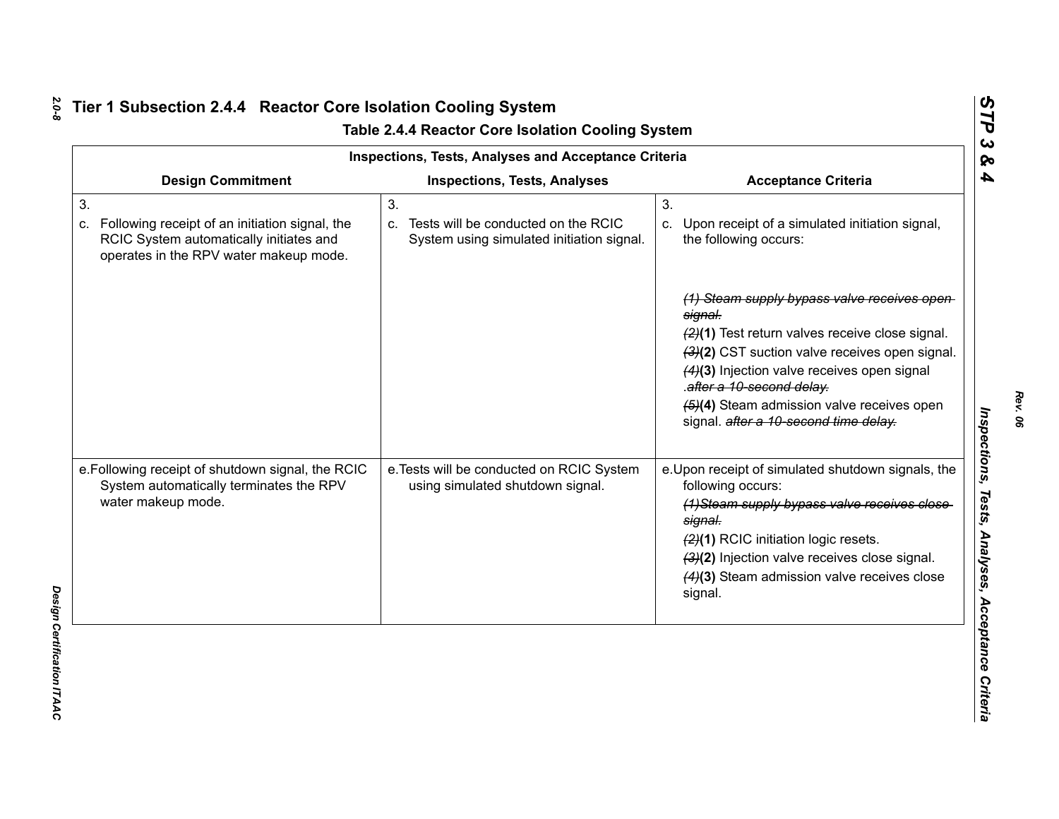## Tier 1 Subsection 2.4.4 Reactor Core Isolation Cooling System

**Table 2.4.4 Reactor Core Isolation Cooling System**

| Inspections, Tests, Analyses and Acceptance Criteria | | |
|---|---|---|
| **Design Commitment** | **Inspections, Tests, Analyses** | **Acceptance Criteria** |
| 3.<br>c. Following receipt of an initiation signal, the RCIC System automatically initiates and operates in the RPV water makeup mode. | 3.<br>c. Tests will be conducted on the RCIC System using simulated initiation signal. | 3.<br>c. Upon receipt of a simulated initiation signal, the following occurs:<br>~~(1) Steam supply bypass valve receives open signal.~~<br>~~(2)~~**(1)** Test return valves receive close signal.<br>~~(3)~~**(2)** CST suction valve receives open signal.<br>~~(4)~~**(3)** Injection valve receives open signal .~~after a 10-second delay.~~<br>~~(5)~~**(4)** Steam admission valve receives open signal. ~~after a 10-second time delay.~~ |
| e. Following receipt of shutdown signal, the RCIC System automatically terminates the RPV water makeup mode. | e. Tests will be conducted on RCIC System using simulated shutdown signal. | e. Upon receipt of simulated shutdown signals, the following occurs:<br>~~(1)Steam supply bypass valve receives close signal.~~<br>~~(2)~~**(1)** RCIC initiation logic resets.<br>~~(3)~~**(2)** Injection valve receives close signal.<br>~~(4)~~**(3)** Steam admission valve receives close signal. |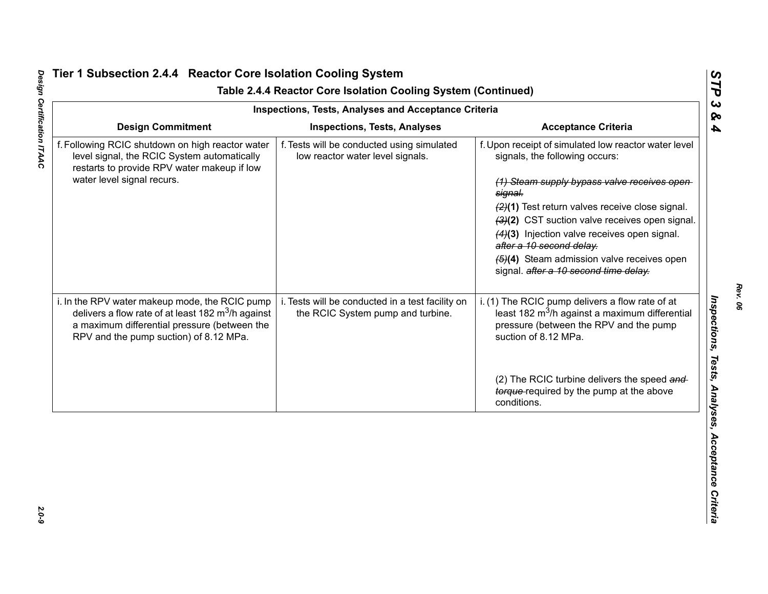## Tier 1 Subsection 2.4.4 Reactor Core Isolation Cooling System

### Table 2.4.4 Reactor Core Isolation Cooling System (Continued)

| Inspections, Tests, Analyses and Acceptance Criteria | | |
|---|---|---|
| **Design Commitment** | **Inspections, Tests, Analyses** | **Acceptance Criteria** |
| f. Following RCIC shutdown on high reactor water level signal, the RCIC System automatically restarts to provide RPV water makeup if low water level signal recurs. | f. Tests will be conducted using simulated low reactor water level signals. | f. Upon receipt of simulated low reactor water level signals, the following occurs:<br><br>~~(1) Steam supply bypass valve receives open signal.~~<br>~~(2)~~**(1)** Test return valves receive close signal.<br>~~(3)~~**(2)** CST suction valve receives open signal.<br>~~(4)~~**(3)** Injection valve receives open signal. ~~after a 10 second delay.~~<br>~~(5)~~**(4)** Steam admission valve receives open signal. ~~after a 10 second time delay.~~ |
| i. In the RPV water makeup mode, the RCIC pump delivers a flow rate of at least 182 $m^3/h$ against a maximum differential pressure (between the RPV and the pump suction) of 8.12 MPa. | i. Tests will be conducted in a test facility on the RCIC System pump and turbine. | i. (1) The RCIC pump delivers a flow rate of at least 182 $m^3/h$ against a maximum differential pressure (between the RPV and the pump suction of 8.12 MPa.<br><br>(2) The RCIC turbine delivers the speed ~~and torque~~ required by the pump at the above conditions. |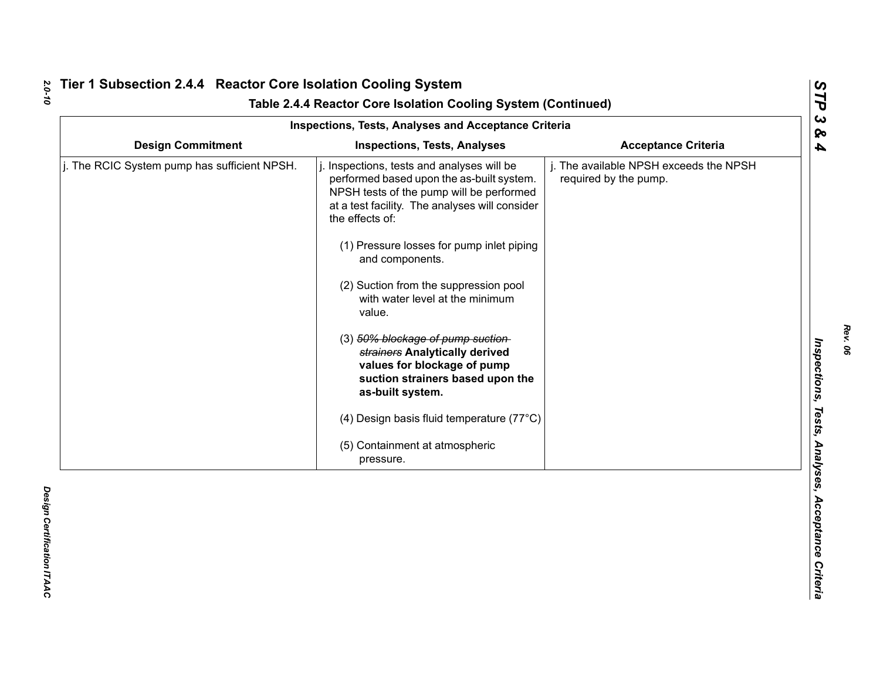# Tier 1 Subsection 2.4.4 Reactor Core Isolation Cooling System

## Table 2.4.4 Reactor Core Isolation Cooling System (Continued)

| Inspections, Tests, Analyses and Acceptance Criteria | | |
|---|---|---|
| **Design Commitment** | **Inspections, Tests, Analyses** | **Acceptance Criteria** |
| j. The RCIC System pump has sufficient NPSH. | j. Inspections, tests and analyses will be performed based upon the as-built system. NPSH tests of the pump will be performed at a test facility. The analyses will consider the effects of:<br><br>(1) Pressure losses for pump inlet piping and components.<br><br>(2) Suction from the suppression pool with water level at the minimum value.<br><br>(3) ~~*50% blockage of pump suction strainers*~~ **Analytically derived values for blockage of pump suction strainers based upon the as-built system.**<br><br>(4) Design basis fluid temperature (77°C)<br><br>(5) Containment at atmospheric pressure. | j. The available NPSH exceeds the NPSH required by the pump. |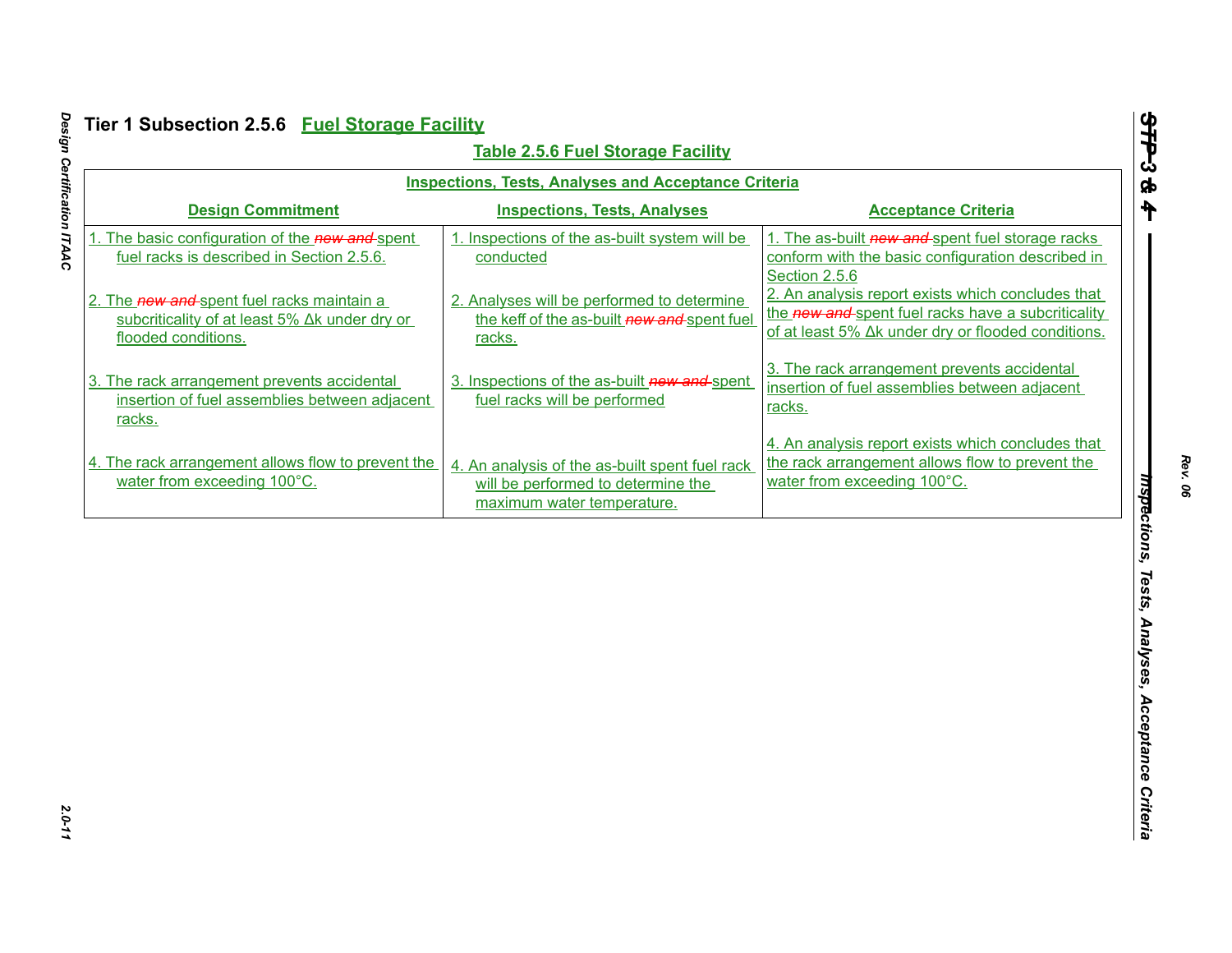## Tier 1 Subsection 2.5.6 Fuel Storage Facility

**Table 2.5.6 Fuel Storage Facility**

| Inspections, Tests, Analyses and Acceptance Criteria | | |
|---|---|---|
| **Design Commitment** | **Inspections, Tests, Analyses** | **Acceptance Criteria** |
| 1. The basic configuration of the ~~new and~~ spent fuel racks is described in Section 2.5.6. | 1. Inspections of the as-built system will be conducted | 1. The as-built ~~new and~~ spent fuel storage racks conform with the basic configuration described in Section 2.5.6 |
| 2. The ~~new and~~ spent fuel racks maintain a subcriticality of at least 5% Δk under dry or flooded conditions. | 2. Analyses will be performed to determine the keff of the as-built ~~new and~~ spent fuel racks. | 2. An analysis report exists which concludes that the ~~new and~~ spent fuel racks have a subcriticality of at least 5% Δk under dry or flooded conditions. |
| 3. The rack arrangement prevents accidental insertion of fuel assemblies between adjacent racks. | 3. Inspections of the as-built ~~new and~~ spent fuel racks will be performed | 3. The rack arrangement prevents accidental insertion of fuel assemblies between adjacent racks. |
| 4. The rack arrangement allows flow to prevent the water from exceeding 100°C. | 4. An analysis of the as-built spent fuel rack will be performed to determine the maximum water temperature. | 4. An analysis report exists which concludes that the rack arrangement allows flow to prevent the water from exceeding 100°C. |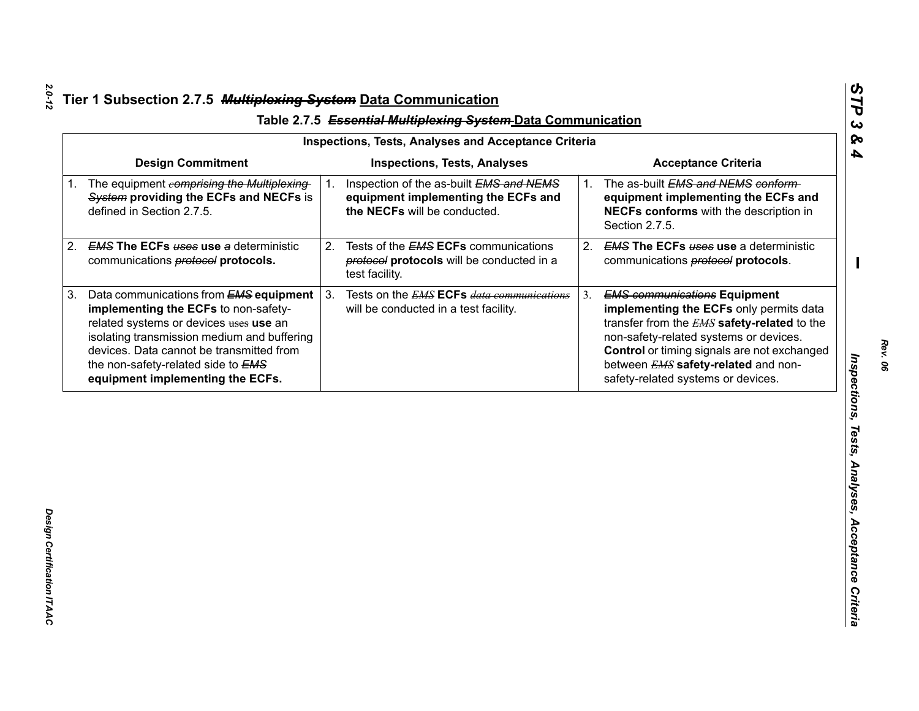## Tier 1 Subsection 2.7.5 ~~*Multiplexing System*~~ Data Communication

### Table 2.7.5 ~~*Essential Multiplexing System*~~ Data Communication

| Inspections, Tests, Analyses and Acceptance Criteria | | |
|---|---|---|
| **Design Commitment** | **Inspections, Tests, Analyses** | **Acceptance Criteria** |
| 1. The equipment ~~*comprising the Multiplexing System*~~ **providing the ECFs and NECFs** is defined in Section 2.7.5. | 1. Inspection of the as-built ~~*EMS and NEMS*~~ **equipment implementing the ECFs and the NECFs** will be conducted. | 1. The as-built ~~*EMS and NEMS conform*~~ **equipment implementing the ECFs and NECFs conforms** with the description in Section 2.7.5. |
| 2. ~~*EMS*~~ **The ECFs** ~~*uses*~~ **use** ~~*a*~~ deterministic communications ~~*protocol*~~ **protocols.** | 2. Tests of the ~~*EMS*~~ **ECFs** communications ~~*protocol*~~ **protocols** will be conducted in a test facility. | 2. ~~*EMS*~~ **The ECFs** ~~*uses*~~ **use** a deterministic communications ~~*protocol*~~ **protocols**. |
| 3. Data communications from ~~*EMS*~~ **equipment implementing the ECFs** to non-safety-related systems or devices ~~uses~~ **use** an isolating transmission medium and buffering devices. Data cannot be transmitted from the non-safety-related side to ~~*EMS*~~ **equipment implementing the ECFs.** | 3. Tests on the ~~*EMS*~~ **ECFs** ~~*data communications*~~ will be conducted in a test facility. | 3. ~~*EMS communications*~~ **Equipment implementing the ECFs** only permits data transfer from the ~~*EMS*~~ **safety-related** to the non-safety-related systems or devices. **Control** or timing signals are not exchanged between ~~*EMS*~~ **safety-related** and non-safety-related systems or devices. |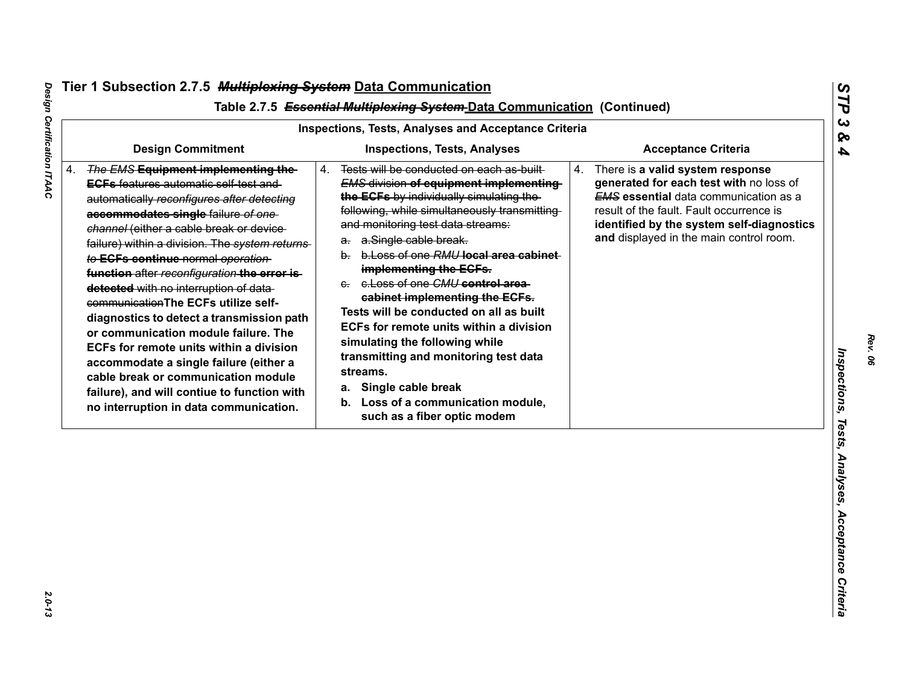# Tier 1 Subsection 2.7.5 ~~*Multiplexing System*~~ Data Communication

## Table 2.7.5 ~~*Essential Multiplexing System*~~ Data Communication (Continued)

| Inspections, Tests, Analyses and Acceptance Criteria | | |
|---|---|---|
| **Design Commitment** | **Inspections, Tests, Analyses** | **Acceptance Criteria** |
| 4. ~~*The EMS*~~ ~~**Equipment implementing the ECFs**~~ ~~features automatic self-test and automatically~~ ~~*reconfigures after detecting*~~ ~~**accommodates single**~~ ~~failure~~ ~~*of one channel*~~ ~~(either a cable break or device failure) within a division. The~~ ~~*system returns to*~~ ~~**ECFs continue**~~ ~~normal~~ ~~*operation*~~ ~~**function**~~ ~~after~~ ~~*reconfiguration*~~ ~~**the error is detected**~~ ~~with no interruption of data communication~~**The ECFs utilize self-diagnostics to detect a transmission path or communication module failure. The ECFs for remote units within a division accommodate a single failure (either a cable break or communication module failure), and will contiue to function with no interruption in data communication.** | 4. ~~Tests will be conducted on each as-built~~ ~~*EMS*~~ ~~division~~ ~~**of equipment implementing the ECFs**~~ ~~by individually simulating the following, while simultaneously transmitting and monitoring test data streams:~~<br>~~a. a.Single cable break.~~<br>~~b. b.Loss of one~~ ~~*RMU*~~ ~~**local area cabinet implementing the ECFs.**~~<br>~~c. c.Loss of one~~ ~~*CMU*~~ ~~**control area cabinet implementing the ECFs.**~~<br>**Tests will be conducted on all as built ECFs for remote units within a division simulating the following while transmitting and monitoring test data streams.**<br>**a. Single cable break**<br>**b. Loss of a communication module, such as a fiber optic modem** | 4. There is **a valid system response generated for each test with** no loss of ~~*EMS*~~ **essential** data communication as a result of the fault. Fault occurrence is **identified by the system self-diagnostics and** displayed in the main control room. |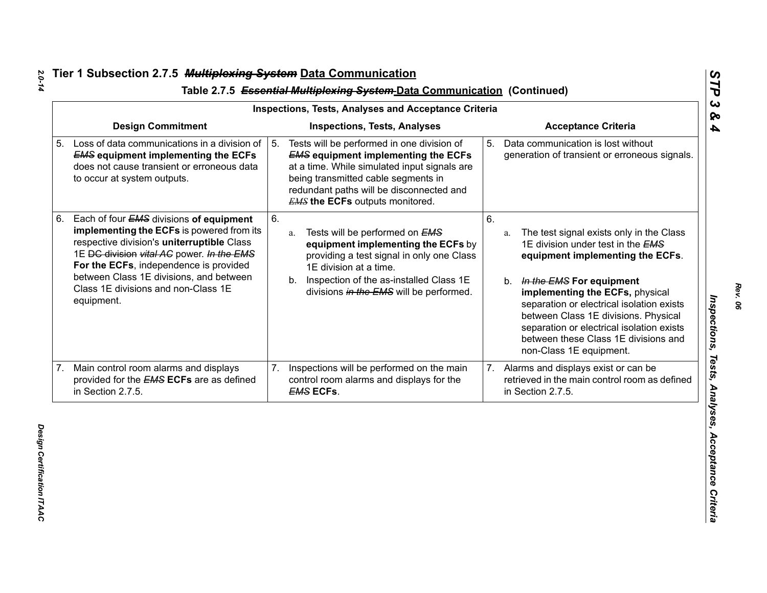## Tier 1 Subsection 2.7.5 ~~*Multiplexing System*~~ Data Communication

### Table 2.7.5 ~~*Essential Multiplexing System*~~ Data Communication (Continued)

| Inspections, Tests, Analyses and Acceptance Criteria | | |
|---|---|---|
| **Design Commitment** | **Inspections, Tests, Analyses** | **Acceptance Criteria** |
| 5. Loss of data communications in a division of ~~*EMS*~~ **equipment implementing the ECFs** does not cause transient or erroneous data to occur at system outputs. | 5. Tests will be performed in one division of ~~*EMS*~~ **equipment implementing the ECFs** at a time. While simulated input signals are being transmitted cable segments in redundant paths will be disconnected and ~~*EMS*~~ **the ECFs** outputs monitored. | 5. Data communication is lost without generation of transient or erroneous signals. |
| 6. Each of four ~~*EMS*~~ divisions **of equipment implementing the ECFs** is powered from its respective division's **uninterruptible** Class 1E ~~DC division~~ ~~*vital AC*~~ power. ~~*In the EMS*~~ **For the ECFs**, independence is provided between Class 1E divisions, and between Class 1E divisions and non-Class 1E equipment. | 6. a. Tests will be performed on ~~*EMS*~~ **equipment implementing the ECFs** by providing a test signal in only one Class 1E division at a time. b. Inspection of the as-installed Class 1E divisions ~~*in the EMS*~~ will be performed. | 6. a. The test signal exists only in the Class 1E division under test in the ~~*EMS*~~ **equipment implementing the ECFs**. b. ~~*In the EMS*~~ **For equipment implementing the ECFs,** physical separation or electrical isolation exists between Class 1E divisions. Physical separation or electrical isolation exists between these Class 1E divisions and non-Class 1E equipment. |
| 7. Main control room alarms and displays provided for the ~~*EMS*~~ **ECFs** are as defined in Section 2.7.5. | 7. Inspections will be performed on the main control room alarms and displays for the ~~*EMS*~~ **ECFs**. | 7. Alarms and displays exist or can be retrieved in the main control room as defined in Section 2.7.5. |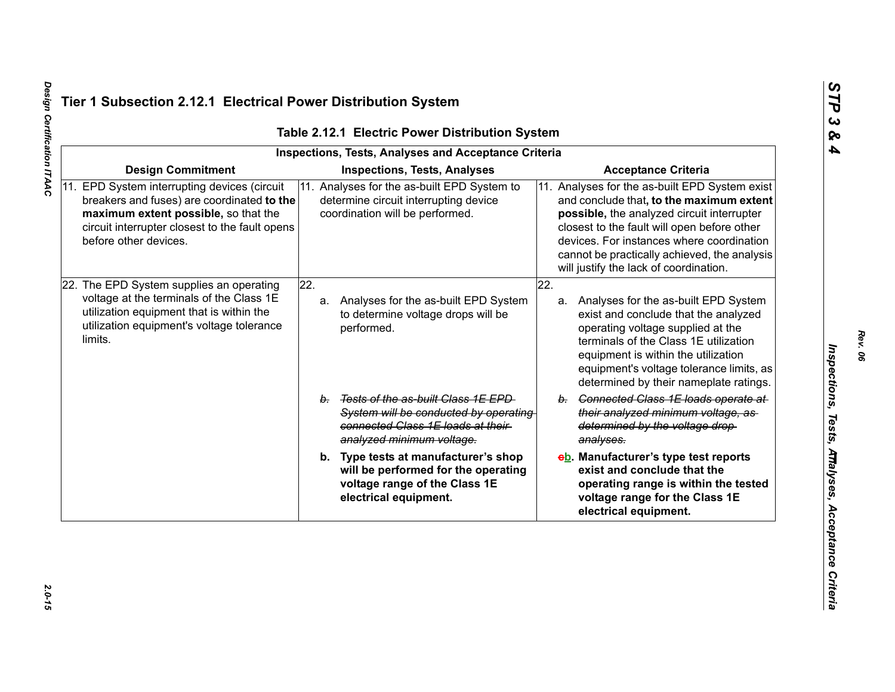## Tier 1 Subsection 2.12.1 Electrical Power Distribution System

**Table 2.12.1 Electric Power Distribution System**

| Inspections, Tests, Analyses and Acceptance Criteria | | |
|---|---|---|
| **Design Commitment** | **Inspections, Tests, Analyses** | **Acceptance Criteria** |
| 11. EPD System interrupting devices (circuit breakers and fuses) are coordinated **to the maximum extent possible,** so that the circuit interrupter closest to the fault opens before other devices. | 11. Analyses for the as-built EPD System to determine circuit interrupting device coordination will be performed. | 11. Analyses for the as-built EPD System exist and conclude that**, to the maximum extent possible,** the analyzed circuit interrupter closest to the fault will open before other devices. For instances where coordination cannot be practically achieved, the analysis will justify the lack of coordination. |
| 22. The EPD System supplies an operating voltage at the terminals of the Class 1E utilization equipment that is within the utilization equipment's voltage tolerance limits. | 22. a. Analyses for the as-built EPD System to determine voltage drops will be performed. | 22. a. Analyses for the as-built EPD System exist and conclude that the analyzed operating voltage supplied at the terminals of the Class 1E utilization equipment is within the utilization equipment's voltage tolerance limits, as determined by their nameplate ratings. |
| | ~~*b. Tests of the as-built Class 1E EPD System will be conducted by operating connected Class 1E loads at their analyzed minimum voltage.*~~ | ~~*b. Connected Class 1E loads operate at their analyzed minimum voltage, as determined by the voltage drop analyses.*~~ |
| | **b. Type tests at manufacturer's shop will be performed for the operating voltage range of the Class 1E electrical equipment.** | ~~c~~**b. Manufacturer's type test reports exist and conclude that the operating range is within the tested voltage range for the Class 1E electrical equipment.** |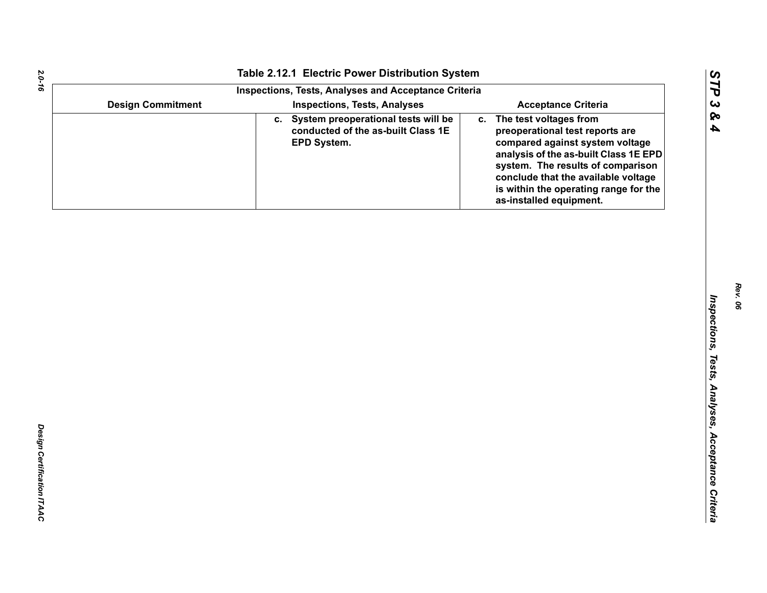## Table 2.12.1 Electric Power Distribution System

| Inspections, Tests, Analyses and Acceptance Criteria | | |
|---|---|---|
| **Design Commitment** | **Inspections, Tests, Analyses** | **Acceptance Criteria** |
| | c. System preoperational tests will be conducted of the as-built Class 1E EPD System. | c. The test voltages from preoperational test reports are compared against system voltage analysis of the as-built Class 1E EPD system. The results of comparison conclude that the available voltage is within the operating range for the as-installed equipment. |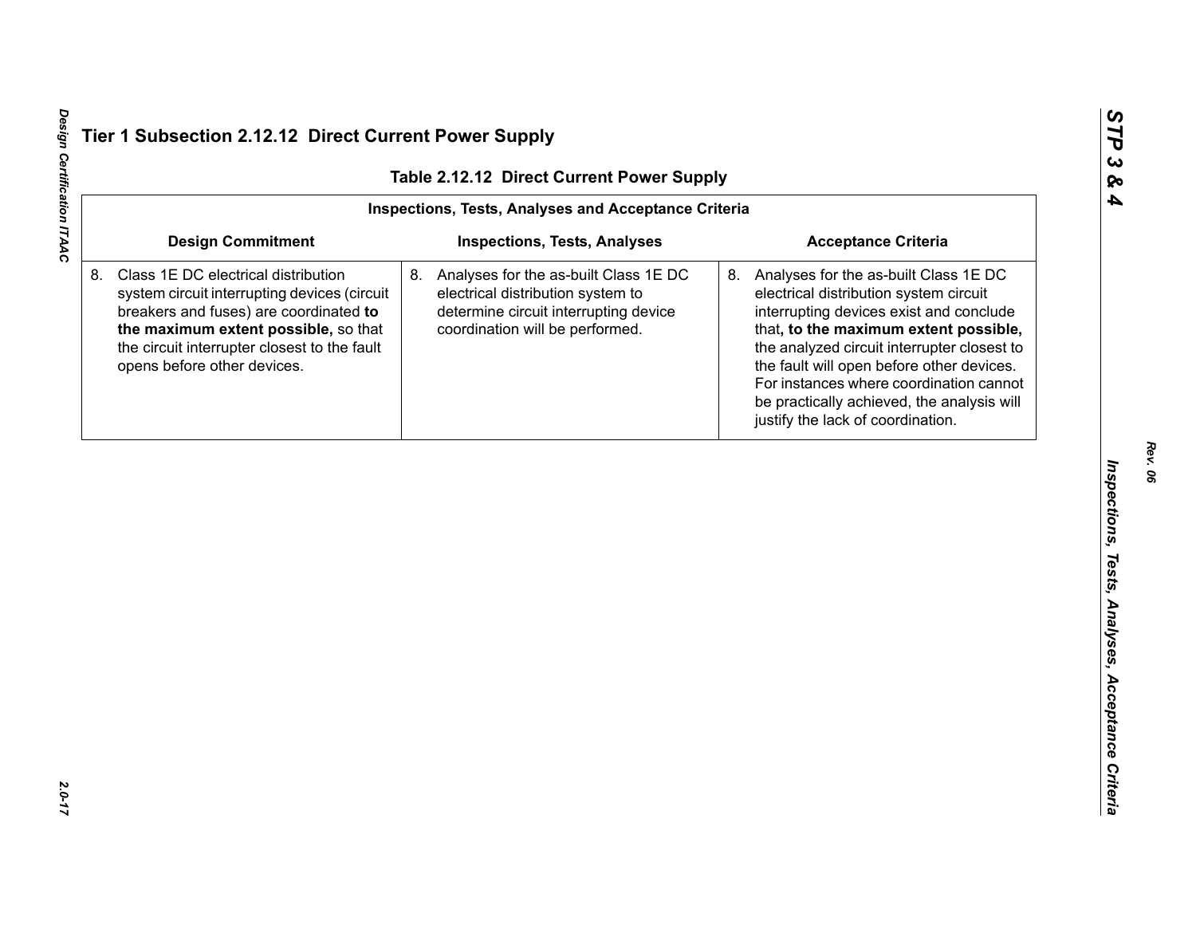## Tier 1 Subsection 2.12.12 Direct Current Power Supply

**Table 2.12.12 Direct Current Power Supply**

| Inspections, Tests, Analyses and Acceptance Criteria | | |
|---|---|---|
| **Design Commitment** | **Inspections, Tests, Analyses** | **Acceptance Criteria** |
| 8. Class 1E DC electrical distribution system circuit interrupting devices (circuit breakers and fuses) are coordinated **to the maximum extent possible,** so that the circuit interrupter closest to the fault opens before other devices. | 8. Analyses for the as-built Class 1E DC electrical distribution system to determine circuit interrupting device coordination will be performed. | 8. Analyses for the as-built Class 1E DC electrical distribution system circuit interrupting devices exist and conclude that**, to the maximum extent possible,** the analyzed circuit interrupter closest to the fault will open before other devices. For instances where coordination cannot be practically achieved, the analysis will justify the lack of coordination. |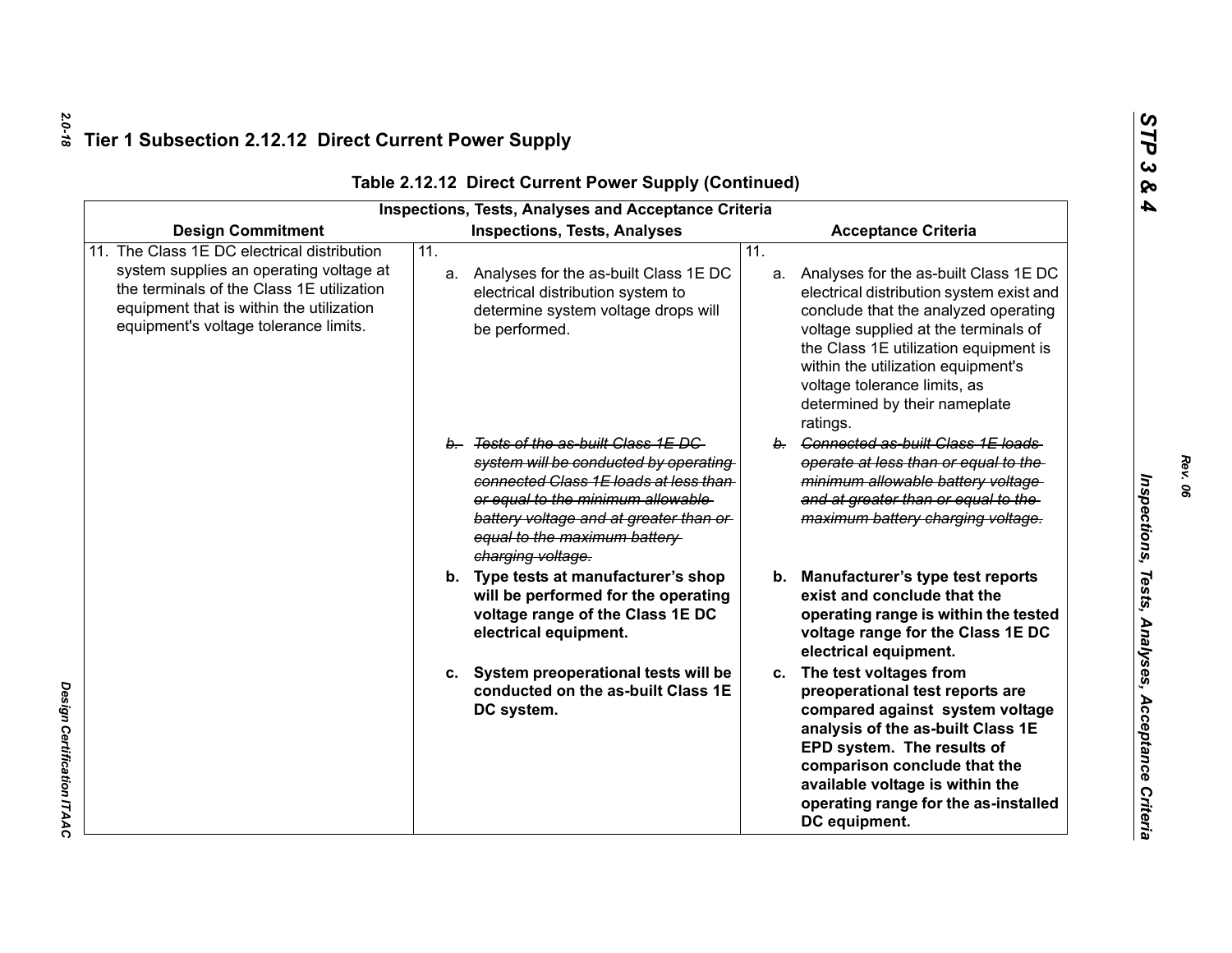## Tier 1 Subsection 2.12.12 Direct Current Power Supply

**Table 2.12.12 Direct Current Power Supply (Continued)**

| Inspections, Tests, Analyses and Acceptance Criteria | | |
|---|---|---|
| **Design Commitment** | **Inspections, Tests, Analyses** | **Acceptance Criteria** |
| 11. The Class 1E DC electrical distribution system supplies an operating voltage at the terminals of the Class 1E utilization equipment that is within the utilization equipment's voltage tolerance limits. | 11. a. Analyses for the as-built Class 1E DC electrical distribution system to determine system voltage drops will be performed. | 11. a. Analyses for the as-built Class 1E DC electrical distribution system exist and conclude that the analyzed operating voltage supplied at the terminals of the Class 1E utilization equipment is within the utilization equipment's voltage tolerance limits, as determined by their nameplate ratings. |
| | ~~b. Tests of the as-built Class 1E DC system will be conducted by operating connected Class 1E loads at less than or equal to the minimum allowable battery voltage and at greater than or equal to the maximum battery charging voltage.~~ | ~~b. Connected as-built Class 1E loads operate at less than or equal to the minimum allowable battery voltage and at greater than or equal to the maximum battery charging voltage.~~ |
| | **b. Type tests at manufacturer's shop will be performed for the operating voltage range of the Class 1E DC electrical equipment.** | **b. Manufacturer's type test reports exist and conclude that the operating range is within the tested voltage range for the Class 1E DC electrical equipment.** |
| | **c. System preoperational tests will be conducted on the as-built Class 1E DC system.** | **c. The test voltages from preoperational test reports are compared against system voltage analysis of the as-built Class 1E EPD system. The results of comparison conclude that the available voltage is within the operating range for the as-installed DC equipment.** |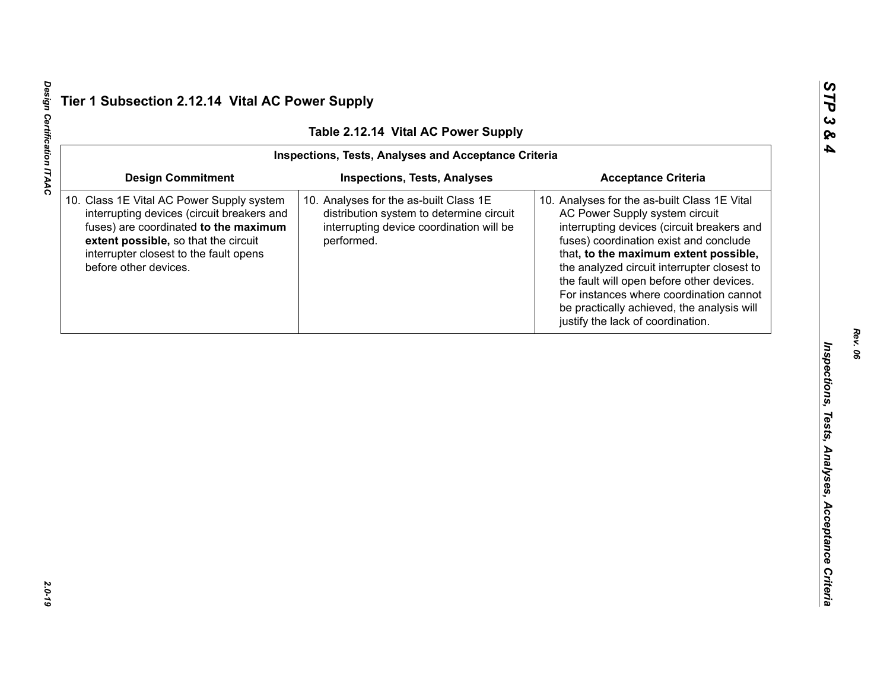## Tier 1 Subsection 2.12.14 Vital AC Power Supply

**Table 2.12.14 Vital AC Power Supply**

| Inspections, Tests, Analyses and Acceptance Criteria | | |
|---|---|---|
| **Design Commitment** | **Inspections, Tests, Analyses** | **Acceptance Criteria** |
| 10. Class 1E Vital AC Power Supply system interrupting devices (circuit breakers and fuses) are coordinated **to the maximum extent possible,** so that the circuit interrupter closest to the fault opens before other devices. | 10. Analyses for the as-built Class 1E distribution system to determine circuit interrupting device coordination will be performed. | 10. Analyses for the as-built Class 1E Vital AC Power Supply system circuit interrupting devices (circuit breakers and fuses) coordination exist and conclude that**, to the maximum extent possible,** the analyzed circuit interrupter closest to the fault will open before other devices. For instances where coordination cannot be practically achieved, the analysis will justify the lack of coordination. |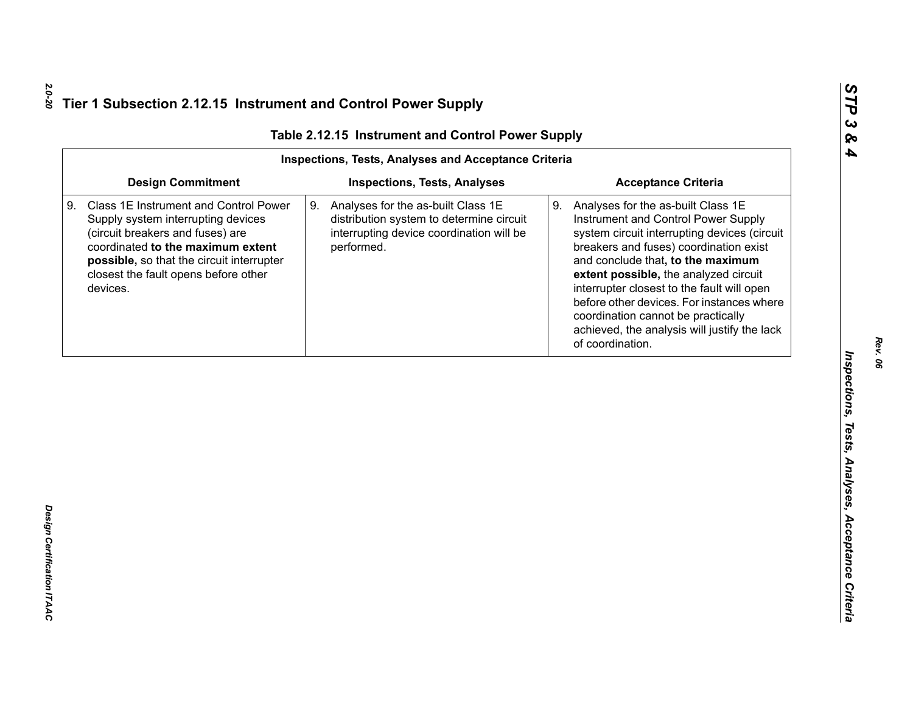## Tier 1 Subsection 2.12.15 Instrument and Control Power Supply

**Table 2.12.15 Instrument and Control Power Supply**

| Inspections, Tests, Analyses and Acceptance Criteria | | |
|---|---|---|
| **Design Commitment** | **Inspections, Tests, Analyses** | **Acceptance Criteria** |
| 9. Class 1E Instrument and Control Power Supply system interrupting devices (circuit breakers and fuses) are coordinated **to the maximum extent possible,** so that the circuit interrupter closest the fault opens before other devices. | 9. Analyses for the as-built Class 1E distribution system to determine circuit interrupting device coordination will be performed. | 9. Analyses for the as-built Class 1E Instrument and Control Power Supply system circuit interrupting devices (circuit breakers and fuses) coordination exist and conclude that**, to the maximum extent possible,** the analyzed circuit interrupter closest to the fault will open before other devices. For instances where coordination cannot be practically achieved, the analysis will justify the lack of coordination. |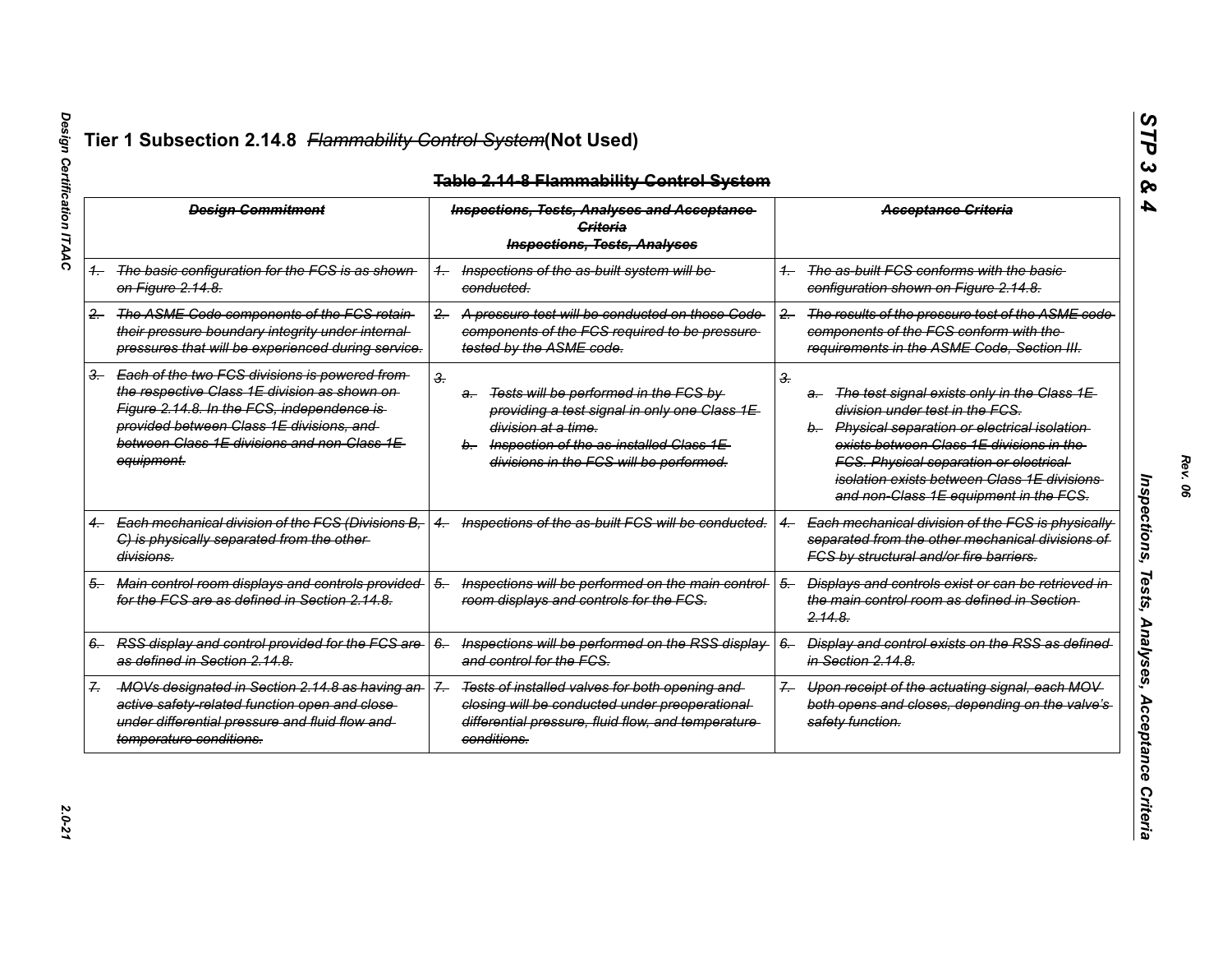# Tier 1 Subsection 2.14.8 ~~Flammability Control System~~(Not Used)

**~~Table 2.14-8 Flammability Control System~~**

| ~~Design Commitment~~ | ~~Inspections, Tests, Analyses and Acceptance Criteria~~ ~~Inspections, Tests, Analyses~~ | ~~Acceptance Criteria~~ |
|---|---|---|
| ~~1. The basic configuration for the FCS is as shown on Figure 2.14.8.~~ | ~~1. Inspections of the as-built system will be conducted.~~ | ~~1. The as-built FCS conforms with the basic configuration shown on Figure 2.14.8.~~ |
| ~~2. The ASME Code components of the FCS retain their pressure boundary integrity under internal pressures that will be experienced during service.~~ | ~~2. A pressure test will be conducted on those Code components of the FCS required to be pressure-tested by the ASME code.~~ | ~~2. The results of the pressure test of the ASME code components of the FCS conform with the requirements in the ASME Code, Section III.~~ |
| ~~3. Each of the two FCS divisions is powered from the respective Class 1E division as shown on Figure 2.14.8. In the FCS, independence is provided between Class 1E divisions, and between Class 1E divisions and non-Class 1E equipment.~~ | ~~3.~~<br>~~a. Tests will be performed in the FCS by providing a test signal in only one Class 1E division at a time.~~<br>~~b. Inspection of the as-installed Class 1E divisions in the FCS will be performed.~~ | ~~3.~~<br>~~a. The test signal exists only in the Class 1E division under test in the FCS.~~<br>~~b. Physical separation or electrical isolation exists between Class 1E divisions in the FCS. Physical separation or electrical isolation exists between Class 1E divisions and non-Class 1E equipment in the FCS.~~ |
| ~~4. Each mechanical division of the FCS (Divisions B, C) is physically separated from the other divisions.~~ | ~~4. Inspections of the as-built FCS will be conducted.~~ | ~~4. Each mechanical division of the FCS is physically separated from the other mechanical divisions of FCS by structural and/or fire barriers.~~ |
| ~~5. Main control room displays and controls provided for the FCS are as defined in Section 2.14.8.~~ | ~~5. Inspections will be performed on the main control room displays and controls for the FCS.~~ | ~~5. Displays and controls exist or can be retrieved in the main control room as defined in Section 2.14.8.~~ |
| ~~6. RSS display and control provided for the FCS are as defined in Section 2.14.8.~~ | ~~6. Inspections will be performed on the RSS display and control for the FCS.~~ | ~~6. Display and control exists on the RSS as defined in Section 2.14.8.~~ |
| ~~7. MOVs designated in Section 2.14.8 as having an active safety-related function open and close under differential pressure and fluid flow and temperature conditions.~~ | ~~7. Tests of installed valves for both opening and closing will be conducted under preoperational differential pressure, fluid flow, and temperature conditions.~~ | ~~7. Upon receipt of the actuating signal, each MOV both opens and closes, depending on the valve's safety function.~~ |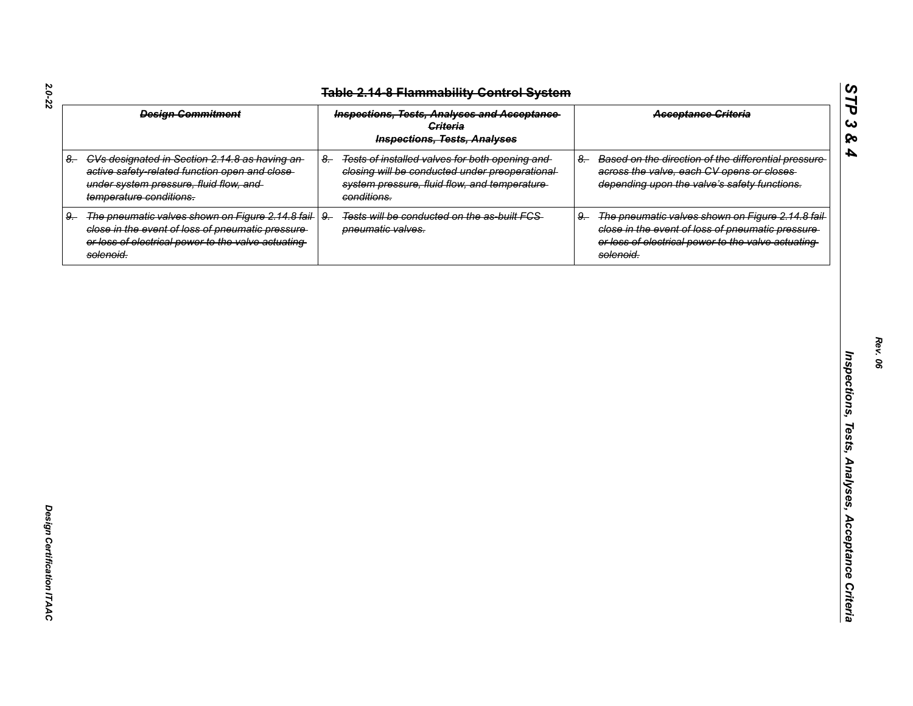## ~~Table 2.14-8 Flammability Control System~~

| ~~Design Commitment~~ | ~~Inspections, Tests, Analyses and Acceptance Criteria~~ **Inspections, Tests, Analyses** | ~~Acceptance Criteria~~ |
|---|---|---|
| ~~8. CVs designated in Section 2.14.8 as having an active safety-related function open and close under system pressure, fluid flow, and temperature conditions.~~ | ~~8. Tests of installed valves for both opening and closing will be conducted under preoperational system pressure, fluid flow, and temperature conditions.~~ | ~~8. Based on the direction of the differential pressure across the valve, each CV opens or closes depending upon the valve's safety functions.~~ |
| ~~9. The pneumatic valves shown on Figure 2.14.8 fail close in the event of loss of pneumatic pressure or loss of electrical power to the valve actuating solenoid.~~ | ~~9. Tests will be conducted on the as-built FCS pneumatic valves.~~ | ~~9. The pneumatic valves shown on Figure 2.14.8 fail close in the event of loss of pneumatic pressure or loss of electrical power to the valve actuating solenoid.~~ |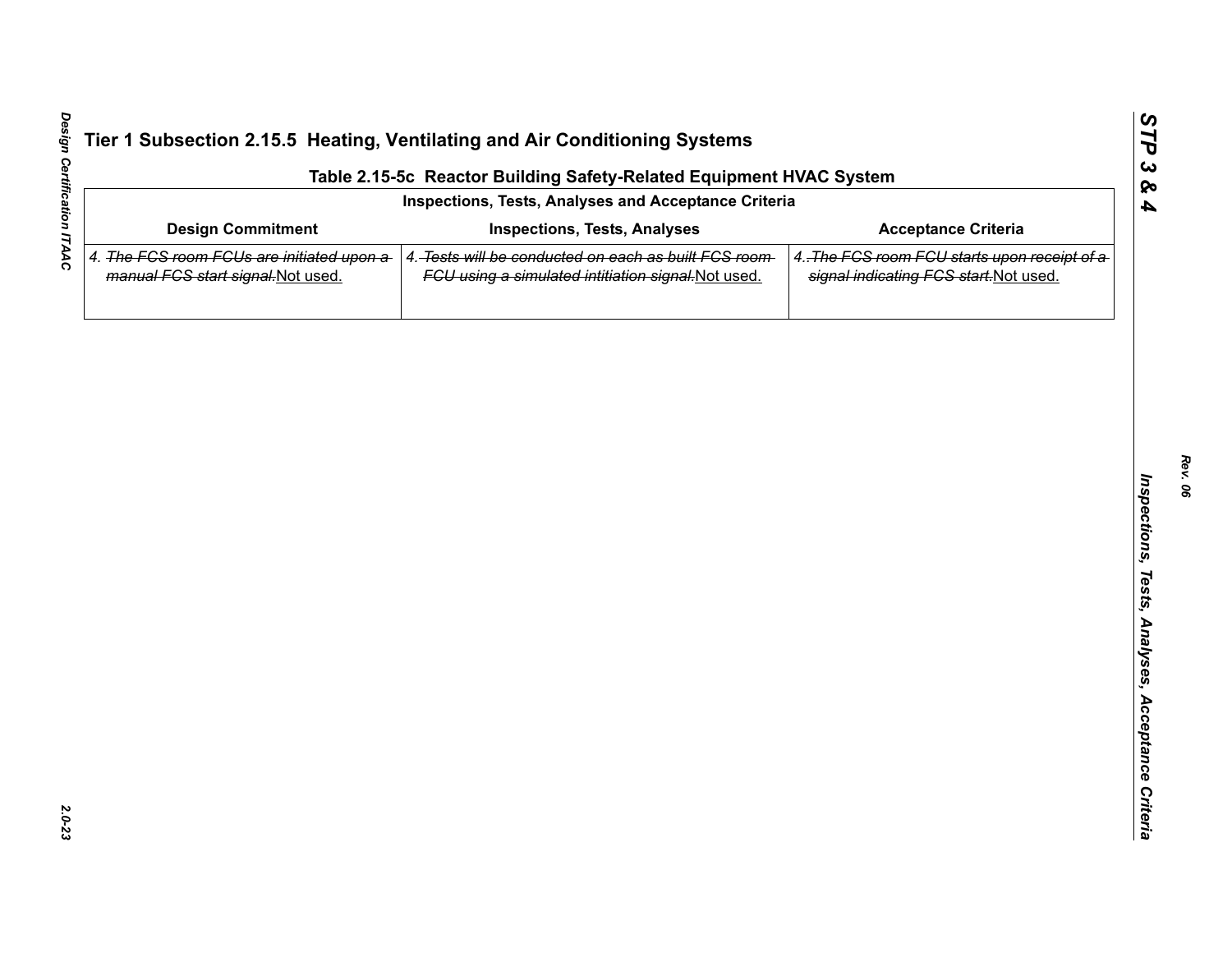## Tier 1 Subsection 2.15.5 Heating, Ventilating and Air Conditioning Systems

**Table 2.15-5c Reactor Building Safety-Related Equipment HVAC System**

| Inspections, Tests, Analyses and Acceptance Criteria | | |
|---|---|---|
| **Design Commitment** | **Inspections, Tests, Analyses** | **Acceptance Criteria** |
| 4. ~~The FCS room FCUs are initiated upon a manual FCS start signal.~~Not used. | 4. ~~Tests will be conducted on each as built FCS room FCU using a simulated intitiation signal.~~Not used. | 4. ~~The FCS room FCU starts upon receipt of a signal indicating FCS start.~~Not used. |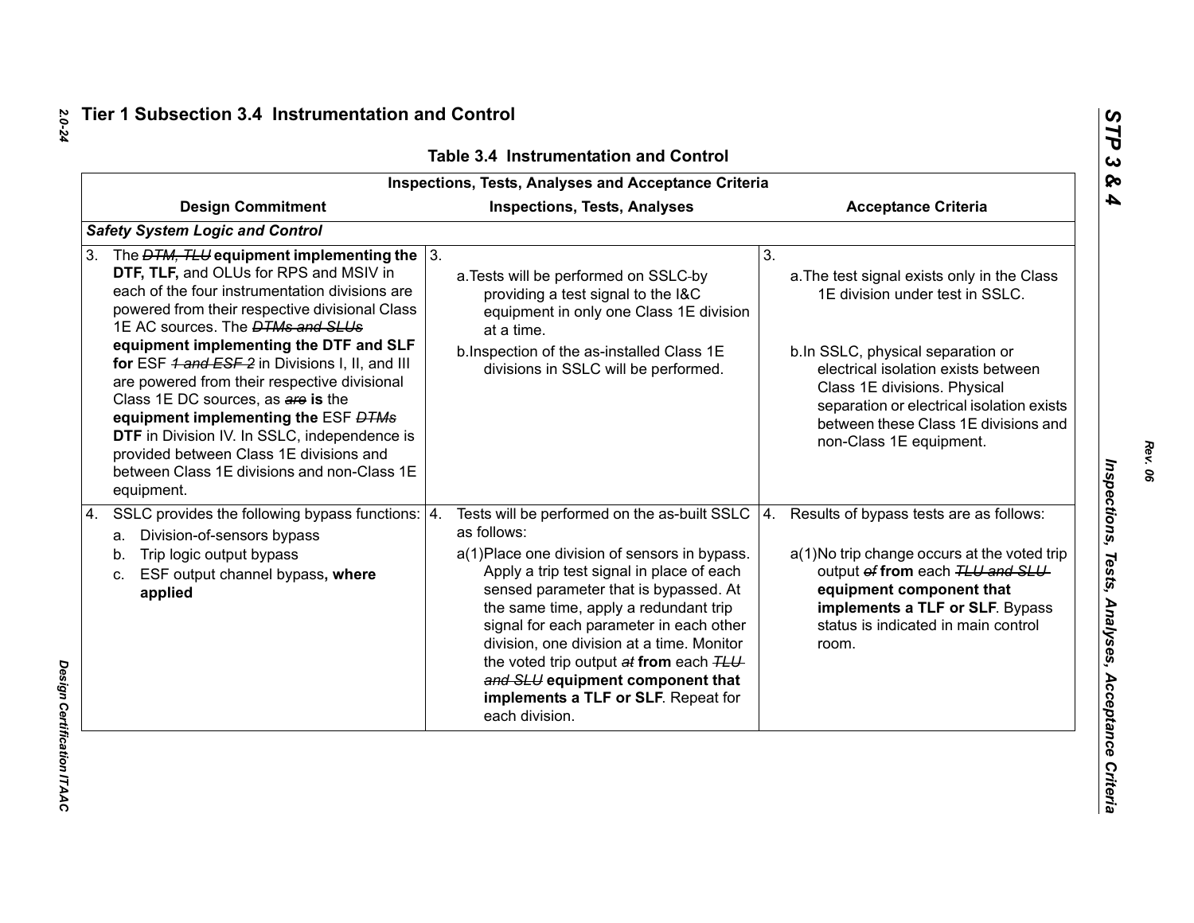## Tier 1 Subsection 3.4 Instrumentation and Control

### Table 3.4 Instrumentation and Control

| Inspections, Tests, Analyses and Acceptance Criteria | | |
|---|---|---|
| **Design Commitment** | **Inspections, Tests, Analyses** | **Acceptance Criteria** |
| ***Safety System Logic and Control*** | | |
| 3. The ~~DTM, TLU~~ **equipment implementing the DTF, TLF,** and OLUs for RPS and MSIV in each of the four instrumentation divisions are powered from their respective divisional Class 1E AC sources. The ~~DTMs and SLUs~~ **equipment implementing the DTF and SLF for** ESF ~~1 and ESF 2~~ in Divisions I, II, and III are powered from their respective divisional Class 1E DC sources, as ~~are~~ **is** the **equipment implementing the** ESF ~~DTMs~~ **DTF** in Division IV. In SSLC, independence is provided between Class 1E divisions and between Class 1E divisions and non-Class 1E equipment. | 3. <br>a. Tests will be performed on SSLC by providing a test signal to the I&C equipment in only one Class 1E division at a time.<br>b. Inspection of the as-installed Class 1E divisions in SSLC will be performed. | 3. <br>a. The test signal exists only in the Class 1E division under test in SSLC.<br>b. In SSLC, physical separation or electrical isolation exists between Class 1E divisions. Physical separation or electrical isolation exists between these Class 1E divisions and non-Class 1E equipment. |
| 4. SSLC provides the following bypass functions:<br>a. Division-of-sensors bypass<br>b. Trip logic output bypass<br>c. ESF output channel bypass**, where applied** | 4. Tests will be performed on the as-built SSLC as follows:<br>a(1) Place one division of sensors in bypass. Apply a trip test signal in place of each sensed parameter that is bypassed. At the same time, apply a redundant trip signal for each parameter in each other division, one division at a time. Monitor the voted trip output ~~at~~ **from** each ~~TLU and SLU~~ **equipment component that implements a TLF or SLF**. Repeat for each division. | 4. Results of bypass tests are as follows:<br>a(1) No trip change occurs at the voted trip output ~~of~~ **from** each ~~TLU and SLU~~ **equipment component that implements a TLF or SLF**. Bypass status is indicated in main control room. |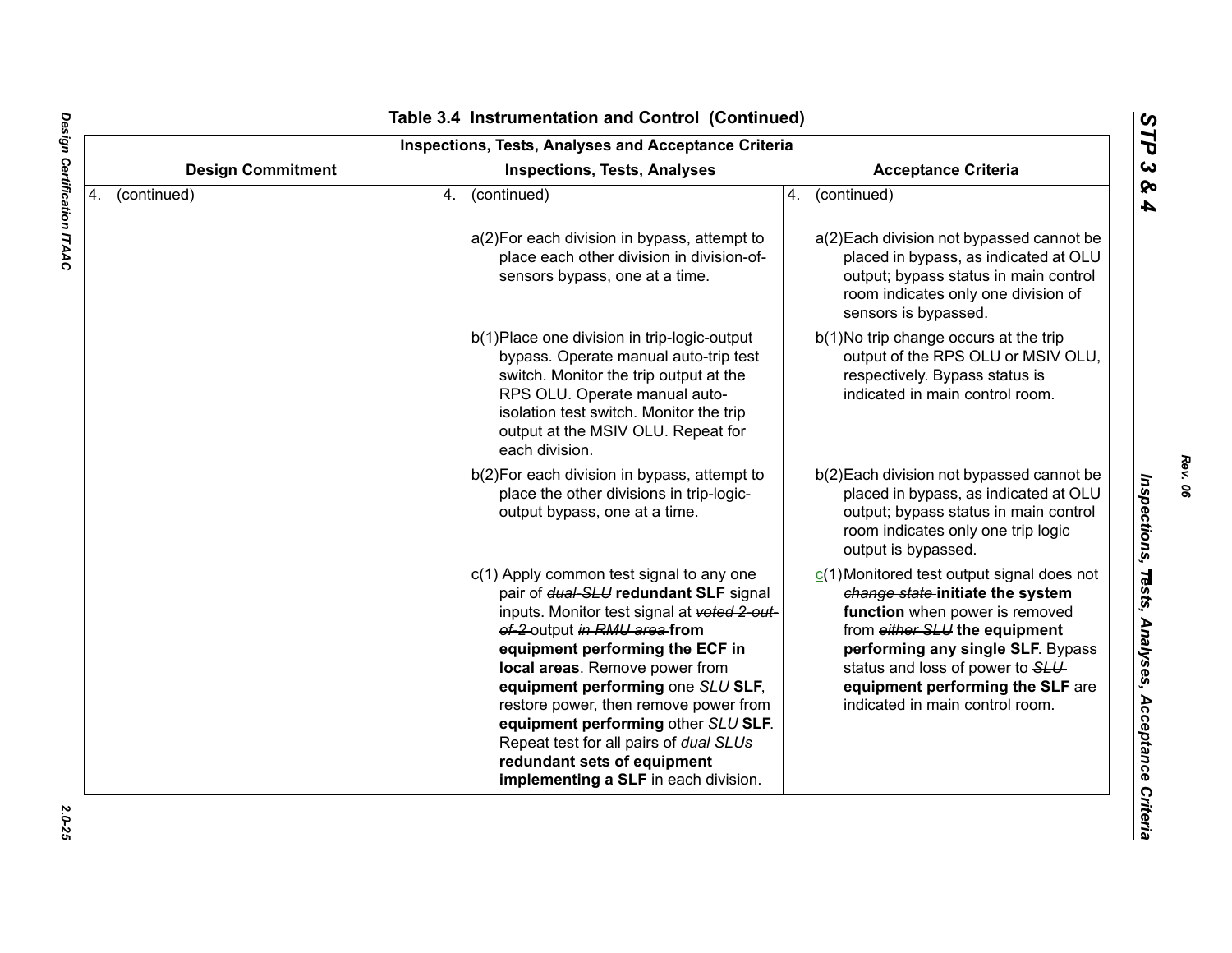# Table 3.4 Instrumentation and Control (Continued)

| Inspections, Tests, Analyses and Acceptance Criteria | | |
|---|---|---|
| **Design Commitment** | **Inspections, Tests, Analyses** | **Acceptance Criteria** |
| 4. (continued) | 4. (continued) | 4. (continued) |
| | a(2)For each division in bypass, attempt to place each other division in division-of-sensors bypass, one at a time. | a(2)Each division not bypassed cannot be placed in bypass, as indicated at OLU output; bypass status in main control room indicates only one division of sensors is bypassed. |
| | b(1)Place one division in trip-logic-output bypass. Operate manual auto-trip test switch. Monitor the trip output at the RPS OLU. Operate manual auto-isolation test switch. Monitor the trip output at the MSIV OLU. Repeat for each division. | b(1)No trip change occurs at the trip output of the RPS OLU or MSIV OLU, respectively. Bypass status is indicated in main control room. |
| | b(2)For each division in bypass, attempt to place the other divisions in trip-logic-output bypass, one at a time. | b(2)Each division not bypassed cannot be placed in bypass, as indicated at OLU output; bypass status in main control room indicates only one trip logic output is bypassed. |
| | c(1) Apply common test signal to any one pair of ~~*dual-SLU*~~ **redundant SLF** signal inputs. Monitor test signal at ~~*voted 2-out-of-2*~~ output ~~*in RMU area*~~ **from equipment performing the ECF in local areas**. Remove power from **equipment performing** one ~~*SLU*~~ **SLF**, restore power, then remove power from **equipment performing** other ~~*SLU*~~ **SLF**. Repeat test for all pairs of ~~*dual SLUs*~~ **redundant sets of equipment implementing a SLF** in each division. | c(1)Monitored test output signal does not ~~*change state*~~ **initiate the system function** when power is removed from ~~*either SLU*~~ **the equipment performing any single SLF**. Bypass status and loss of power to ~~*SLU*~~ **equipment performing the SLF** are indicated in main control room. |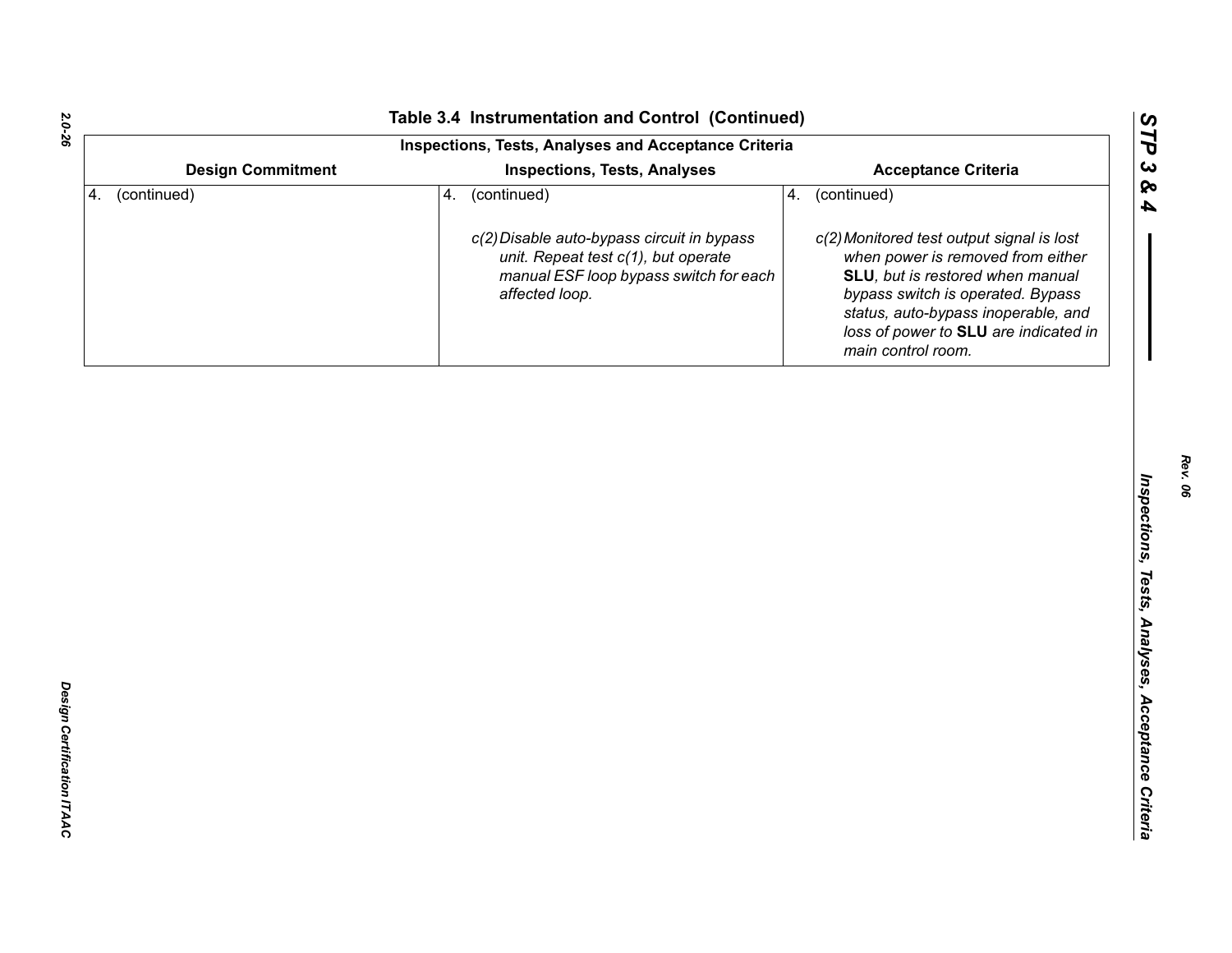## Table 3.4 Instrumentation and Control (Continued)

| Inspections, Tests, Analyses and Acceptance Criteria | | |
|---|---|---|
| **Design Commitment** | **Inspections, Tests, Analyses** | **Acceptance Criteria** |
| 4. (continued) | 4. (continued)<br><br>*c(2) Disable auto-bypass circuit in bypass unit. Repeat test c(1), but operate manual ESF loop bypass switch for each affected loop.* | 4. (continued)<br><br>*c(2) Monitored test output signal is lost when power is removed from either* ***SLU****, but is restored when manual bypass switch is operated. Bypass status, auto-bypass inoperable, and loss of power to* ***SLU*** *are indicated in main control room.* |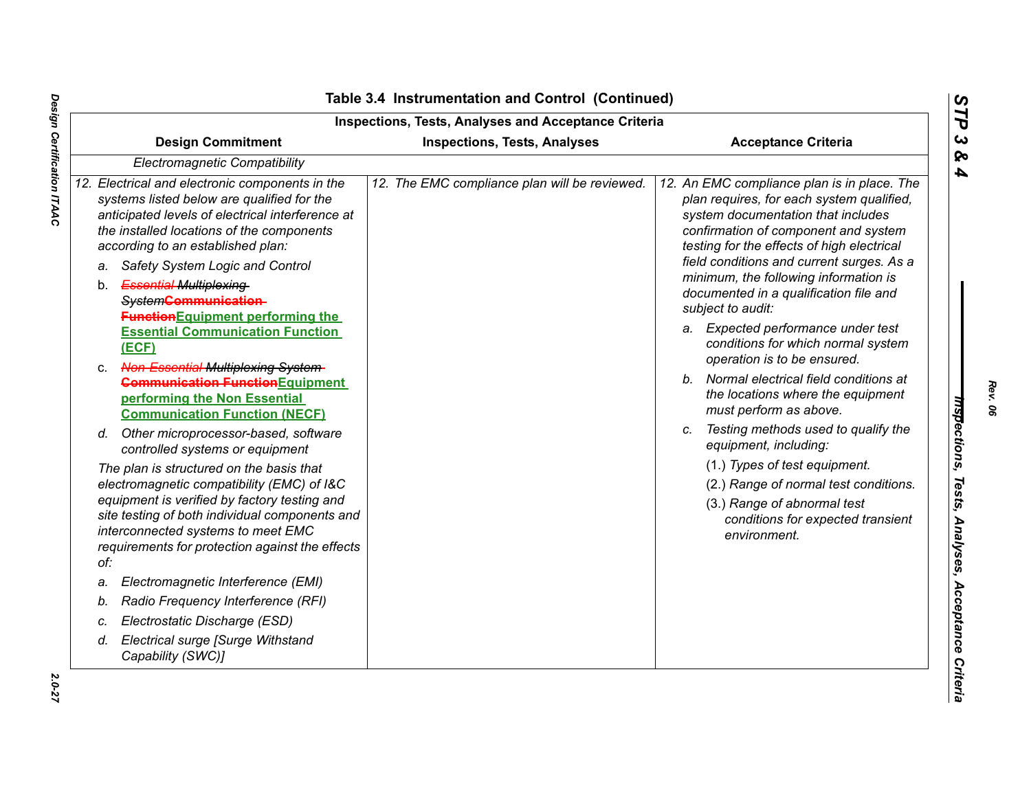## Table 3.4 Instrumentation and Control (Continued)

| Inspections, Tests, Analyses and Acceptance Criteria | | |
|---|---|---|
| **Design Commitment** | **Inspections, Tests, Analyses** | **Acceptance Criteria** |
| *Electromagnetic Compatibility* | | |
| *12. Electrical and electronic components in the systems listed below are qualified for the anticipated levels of electrical interference at the installed locations of the components according to an established plan:*<br>*a. Safety System Logic and Control*<br>b. ~~*Essential Multiplexing System*~~ ~~**Communication Function**~~ **Equipment performing the Essential Communication Function (ECF)**<br>c. ~~*Non-Essential Multiplexing System*~~ ~~**Communication Function**~~ **Equipment performing the Non Essential Communication Function (NECF)**<br>*d. Other microprocessor-based, software controlled systems or equipment*<br>*The plan is structured on the basis that electromagnetic compatibility (EMC) of I&C equipment is verified by factory testing and site testing of both individual components and interconnected systems to meet EMC requirements for protection against the effects of:*<br>*a. Electromagnetic Interference (EMI)*<br>*b. Radio Frequency Interference (RFI)*<br>*c. Electrostatic Discharge (ESD)*<br>*d. Electrical surge [Surge Withstand Capability (SWC)]* | *12. The EMC compliance plan will be reviewed.* | *12. An EMC compliance plan is in place. The plan requires, for each system qualified, system documentation that includes confirmation of component and system testing for the effects of high electrical field conditions and current surges. As a minimum, the following information is documented in a qualification file and subject to audit:*<br>*a. Expected performance under test conditions for which normal system operation is to be ensured.*<br>*b. Normal electrical field conditions at the locations where the equipment must perform as above.*<br>*c. Testing methods used to qualify the equipment, including:*<br>*(1.) Types of test equipment.*<br>*(2.) Range of normal test conditions.*<br>*(3.) Range of abnormal test conditions for expected transient environment.* |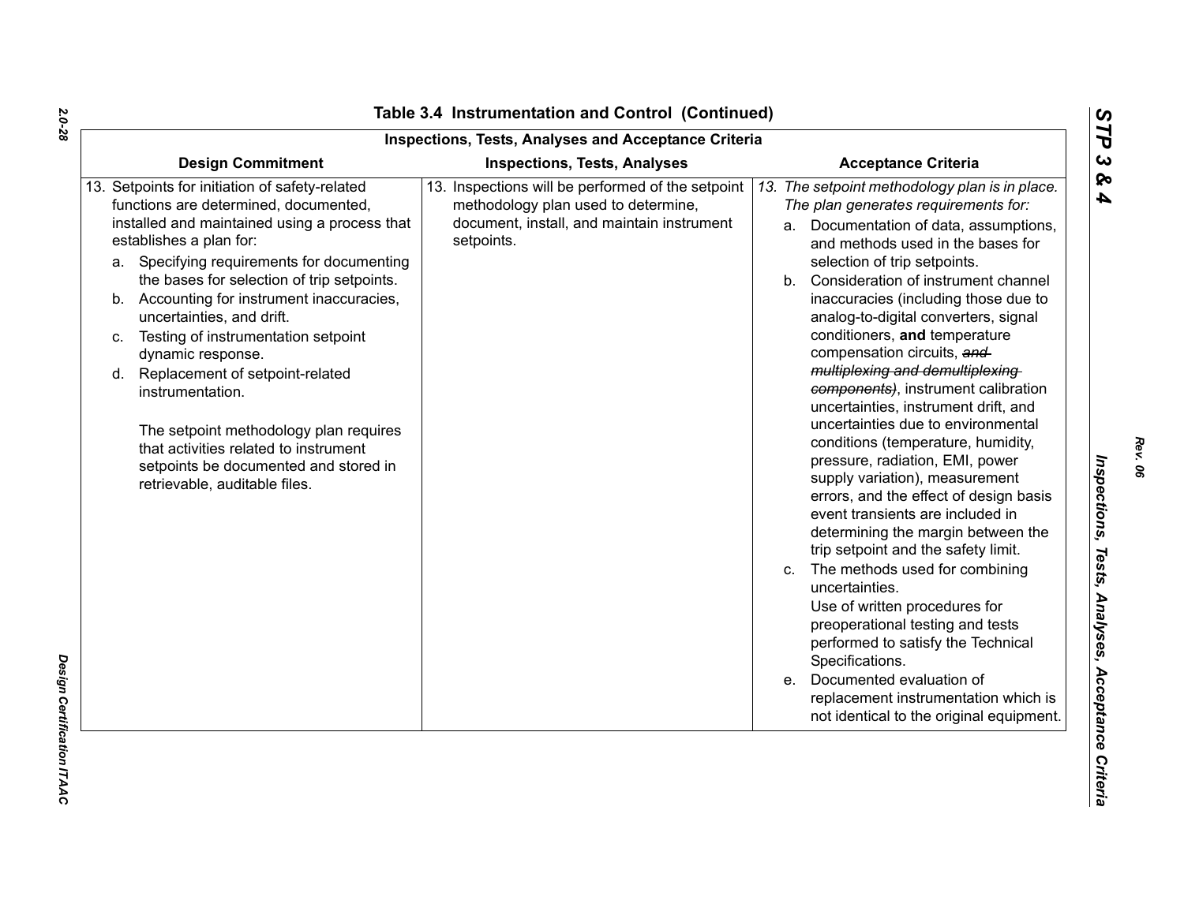# Table 3.4 Instrumentation and Control (Continued)

| Inspections, Tests, Analyses and Acceptance Criteria | | |
|---|---|---|
| **Design Commitment** | **Inspections, Tests, Analyses** | **Acceptance Criteria** |
| 13. Setpoints for initiation of safety-related functions are determined, documented, installed and maintained using a process that establishes a plan for:<br>a. Specifying requirements for documenting the bases for selection of trip setpoints.<br>b. Accounting for instrument inaccuracies, uncertainties, and drift.<br>c. Testing of instrumentation setpoint dynamic response.<br>d. Replacement of setpoint-related instrumentation.<br><br>The setpoint methodology plan requires that activities related to instrument setpoints be documented and stored in retrievable, auditable files. | 13. Inspections will be performed of the setpoint methodology plan used to determine, document, install, and maintain instrument setpoints. | *13. The setpoint methodology plan is in place. The plan generates requirements for:*<br>a. Documentation of data, assumptions, and methods used in the bases for selection of trip setpoints.<br>b. Consideration of instrument channel inaccuracies (including those due to analog-to-digital converters, signal conditioners, **and** temperature compensation circuits, ~~and multiplexing and demultiplexing components)~~, instrument calibration uncertainties, instrument drift, and uncertainties due to environmental conditions (temperature, humidity, pressure, radiation, EMI, power supply variation), measurement errors, and the effect of design basis event transients are included in determining the margin between the trip setpoint and the safety limit.<br>c. The methods used for combining uncertainties.<br>Use of written procedures for preoperational testing and tests performed to satisfy the Technical Specifications.<br>e. Documented evaluation of replacement instrumentation which is not identical to the original equipment. |